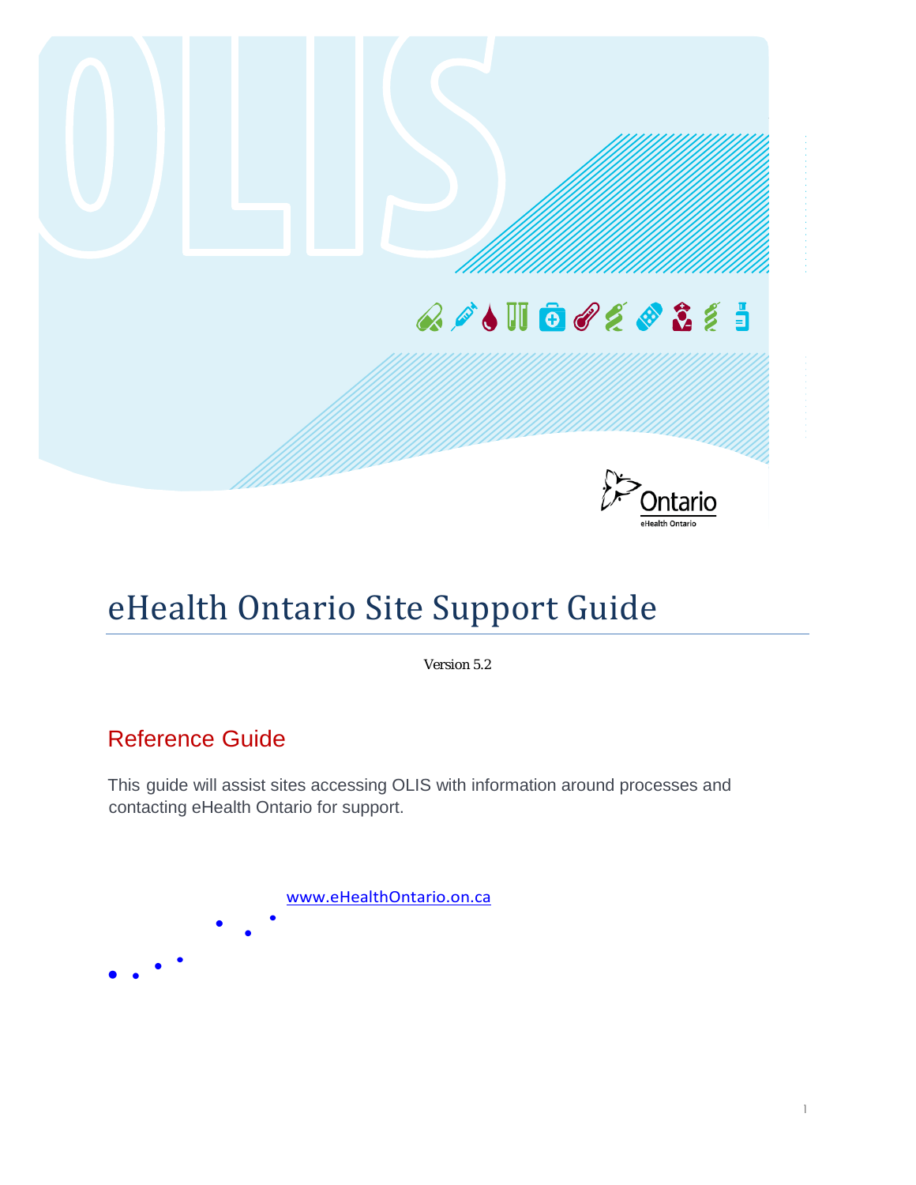# eHealth Ontario Site Support Guide

Version 5.2

## Reference Guide

This guide will assist sites accessing OLIS with information around processes and contacting eHealth Ontario for support.

www.eHealthOntario.on.ca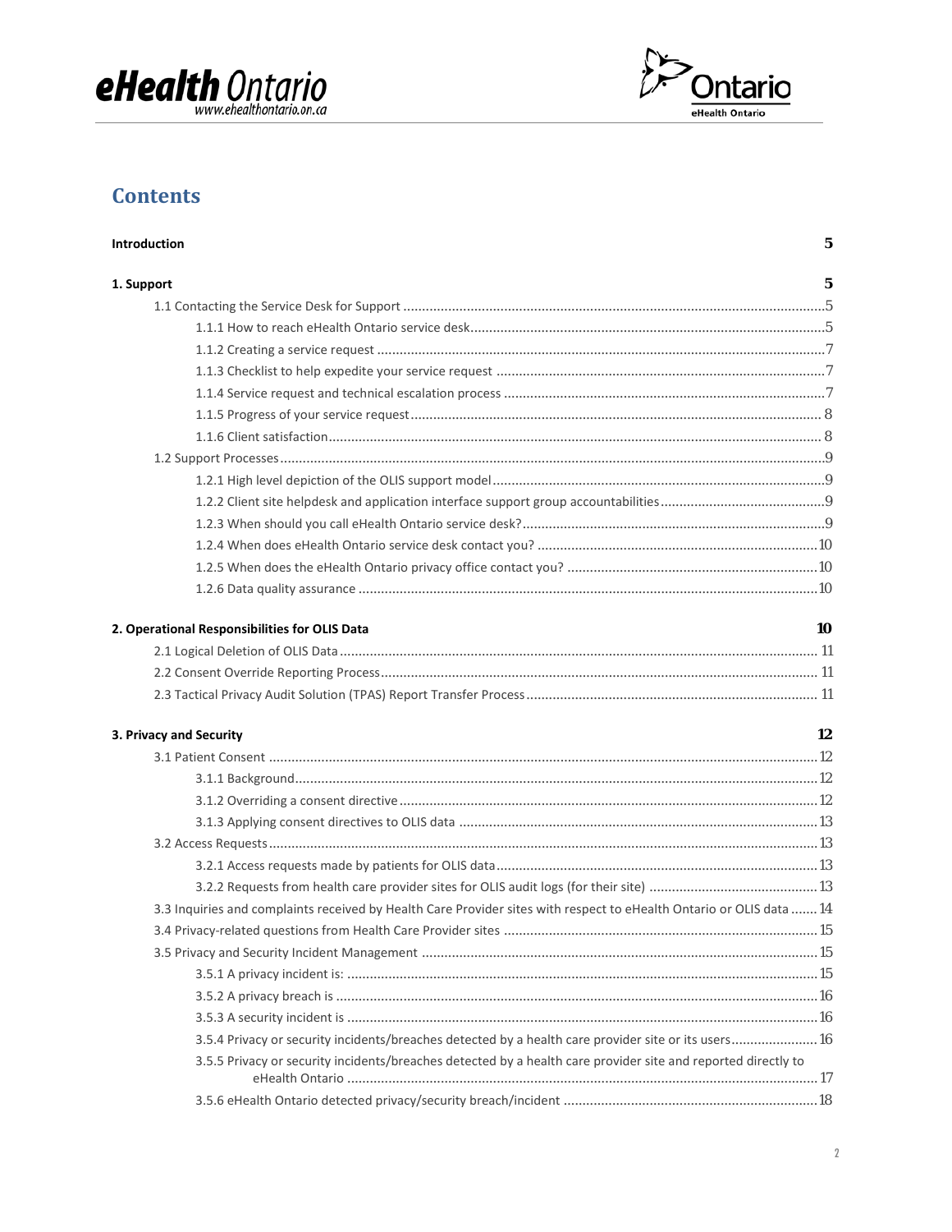# Contents

**Introduction** 5

**1. Support** 5

- 1.1 Contacting the Service Desk for Support ....5
  - 1.1.1 How to reach eHealth Ontario service desk....5
  - 1.1.2 Creating a service request ....7
  - 1.1.3 Checklist to help expedite your service request ....7
  - 1.1.4 Service request and technical escalation process ....7
  - 1.1.5 Progress of your service request....8
  - 1.1.6 Client satisfaction....8
- 1.2 Support Processes....9
  - 1.2.1 High level depiction of the OLIS support model....9
  - 1.2.2 Client site helpdesk and application interface support group accountabilities....9
  - 1.2.3 When should you call eHealth Ontario service desk?....9
  - 1.2.4 When does eHealth Ontario service desk contact you? ....10
  - 1.2.5 When does the eHealth Ontario privacy office contact you? ....10
  - 1.2.6 Data quality assurance ....10

**2. Operational Responsibilities for OLIS Data** 10

- 2.1 Logical Deletion of OLIS Data .... 11
- 2.2 Consent Override Reporting Process.... 11
- 2.3 Tactical Privacy Audit Solution (TPAS) Report Transfer Process .... 11

**3. Privacy and Security** 12

- 3.1 Patient Consent ....12
  - 3.1.1 Background....12
  - 3.1.2 Overriding a consent directive ....12
  - 3.1.3 Applying consent directives to OLIS data ....13
- 3.2 Access Requests....13
  - 3.2.1 Access requests made by patients for OLIS data....13
  - 3.2.2 Requests from health care provider sites for OLIS audit logs (for their site) ....13
- 3.3 Inquiries and complaints received by Health Care Provider sites with respect to eHealth Ontario or OLIS data .... 14
- 3.4 Privacy-related questions from Health Care Provider sites ....15
- 3.5 Privacy and Security Incident Management ....15
  - 3.5.1 A privacy incident is: ....15
  - 3.5.2 A privacy breach is ....16
  - 3.5.3 A security incident is ....16
  - 3.5.4 Privacy or security incidents/breaches detected by a health care provider site or its users....16
  - 3.5.5 Privacy or security incidents/breaches detected by a health care provider site and reported directly to eHealth Ontario ....17
  - 3.5.6 eHealth Ontario detected privacy/security breach/incident ....18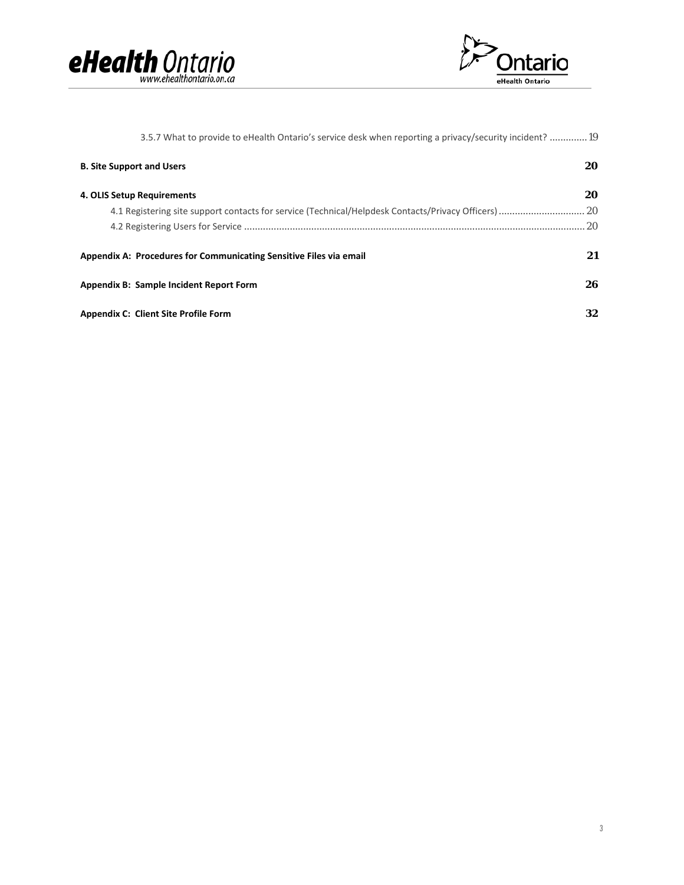3.5.7 What to provide to eHealth Ontario's service desk when reporting a privacy/security incident? ............. 19

**B. Site Support and Users** **20**

**4. OLIS Setup Requirements** **20**

4.1 Registering site support contacts for service (Technical/Helpdesk Contacts/Privacy Officers) ............................... 20

4.2 Registering Users for Service ............................................................................................................................... 20

**Appendix A: Procedures for Communicating Sensitive Files via email** **21**

**Appendix B: Sample Incident Report Form** **26**

**Appendix C: Client Site Profile Form** **32**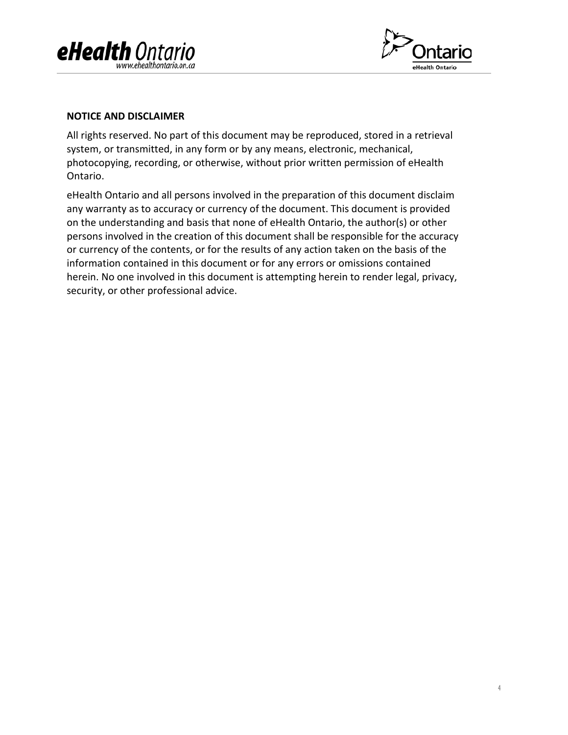**NOTICE AND DISCLAIMER**

All rights reserved. No part of this document may be reproduced, stored in a retrieval system, or transmitted, in any form or by any means, electronic, mechanical, photocopying, recording, or otherwise, without prior written permission of eHealth Ontario.

eHealth Ontario and all persons involved in the preparation of this document disclaim any warranty as to accuracy or currency of the document. This document is provided on the understanding and basis that none of eHealth Ontario, the author(s) or other persons involved in the creation of this document shall be responsible for the accuracy or currency of the contents, or for the results of any action taken on the basis of the information contained in this document or for any errors or omissions contained herein. No one involved in this document is attempting herein to render legal, privacy, security, or other professional advice.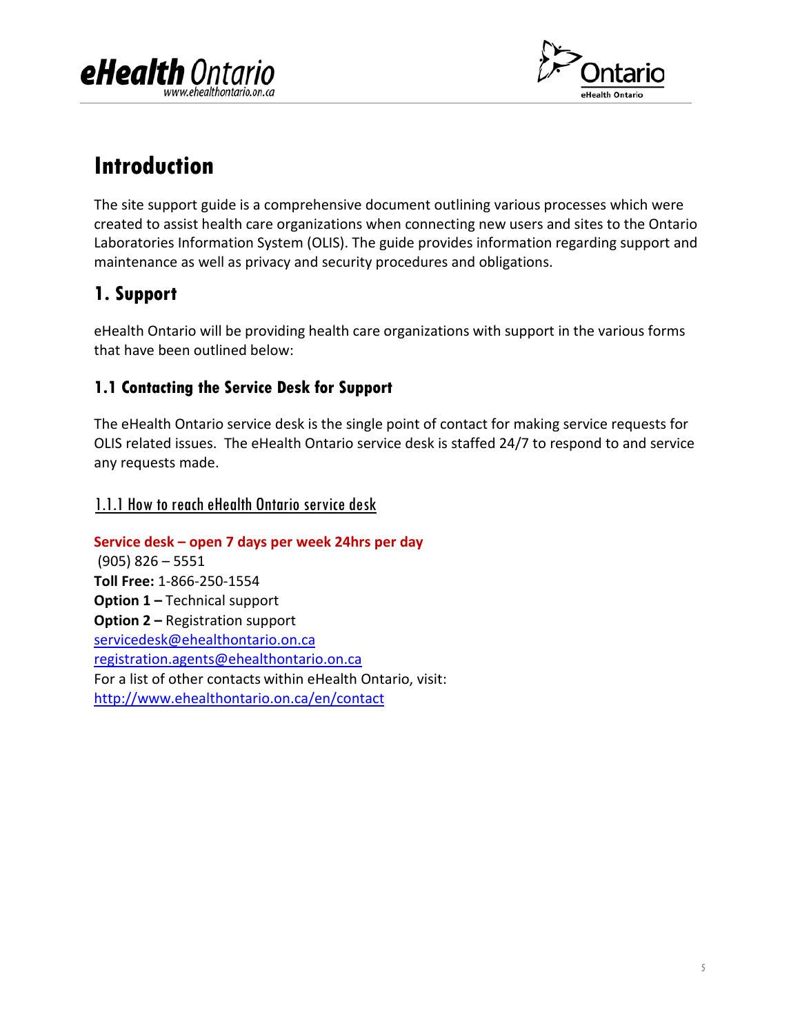# Introduction

The site support guide is a comprehensive document outlining various processes which were created to assist health care organizations when connecting new users and sites to the Ontario Laboratories Information System (OLIS). The guide provides information regarding support and maintenance as well as privacy and security procedures and obligations.

## 1. Support

eHealth Ontario will be providing health care organizations with support in the various forms that have been outlined below:

### 1.1 Contacting the Service Desk for Support

The eHealth Ontario service desk is the single point of contact for making service requests for OLIS related issues. The eHealth Ontario service desk is staffed 24/7 to respond to and service any requests made.

#### 1.1.1 How to reach eHealth Ontario service desk

**Service desk – open 7 days per week 24hrs per day**
(905) 826 – 5551
**Toll Free:** 1-866-250-1554
**Option 1 –** Technical support
**Option 2 –** Registration support
servicedesk@ehealthontario.on.ca
registration.agents@ehealthontario.on.ca
For a list of other contacts within eHealth Ontario, visit:
http://www.ehealthontario.on.ca/en/contact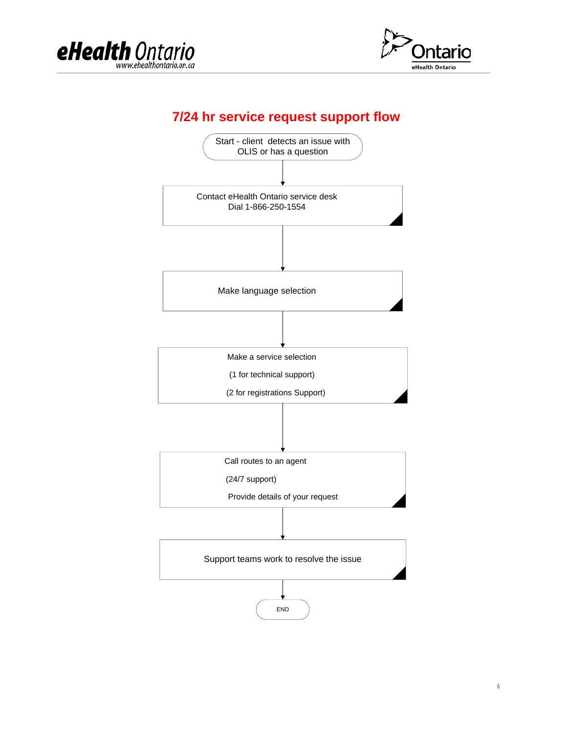# 7/24 hr service request support flow

Start - client detects an issue with OLIS or has a question

↓

Contact eHealth Ontario service desk
Dial 1-866-250-1554

↓

Make language selection

↓

Make a service selection

(1 for technical support)

(2 for registrations Support)

↓

Call routes to an agent

(24/7 support)

Provide details of your request

↓

Support teams work to resolve the issue

↓

END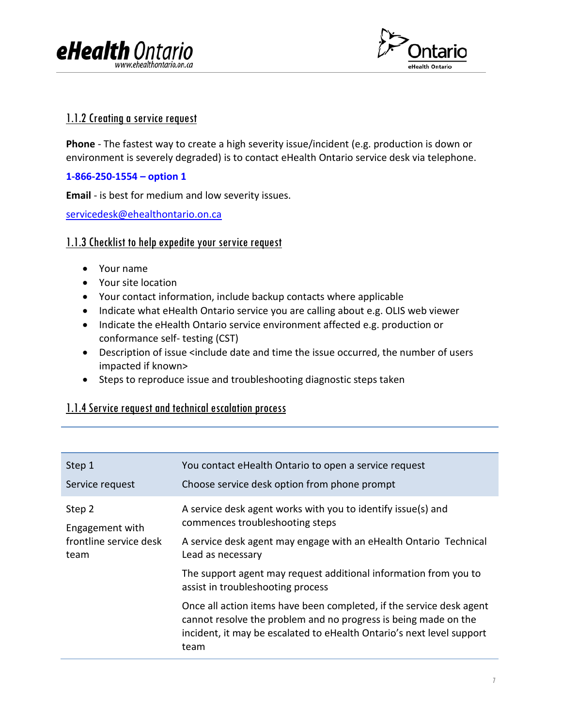### 1.1.2 Creating a service request

**Phone** - The fastest way to create a high severity issue/incident (e.g. production is down or environment is severely degraded) is to contact eHealth Ontario service desk via telephone.

**1-866-250-1554 – option 1**

**Email** - is best for medium and low severity issues.

servicedesk@ehealthontario.on.ca

### 1.1.3 Checklist to help expedite your service request

- Your name
- Your site location
- Your contact information, include backup contacts where applicable
- Indicate what eHealth Ontario service you are calling about e.g. OLIS web viewer
- Indicate the eHealth Ontario service environment affected e.g. production or conformance self- testing (CST)
- Description of issue <include date and time the issue occurred, the number of users impacted if known>
- Steps to reproduce issue and troubleshooting diagnostic steps taken

### 1.1.4 Service request and technical escalation process

| | |
|---|---|
| Step 1<br>Service request | You contact eHealth Ontario to open a service request<br>Choose service desk option from phone prompt |
| Step 2<br>Engagement with frontline service desk team | A service desk agent works with you to identify issue(s) and commences troubleshooting steps<br>A service desk agent may engage with an eHealth Ontario Technical Lead as necessary<br>The support agent may request additional information from you to assist in troubleshooting process<br>Once all action items have been completed, if the service desk agent cannot resolve the problem and no progress is being made on the incident, it may be escalated to eHealth Ontario's next level support team |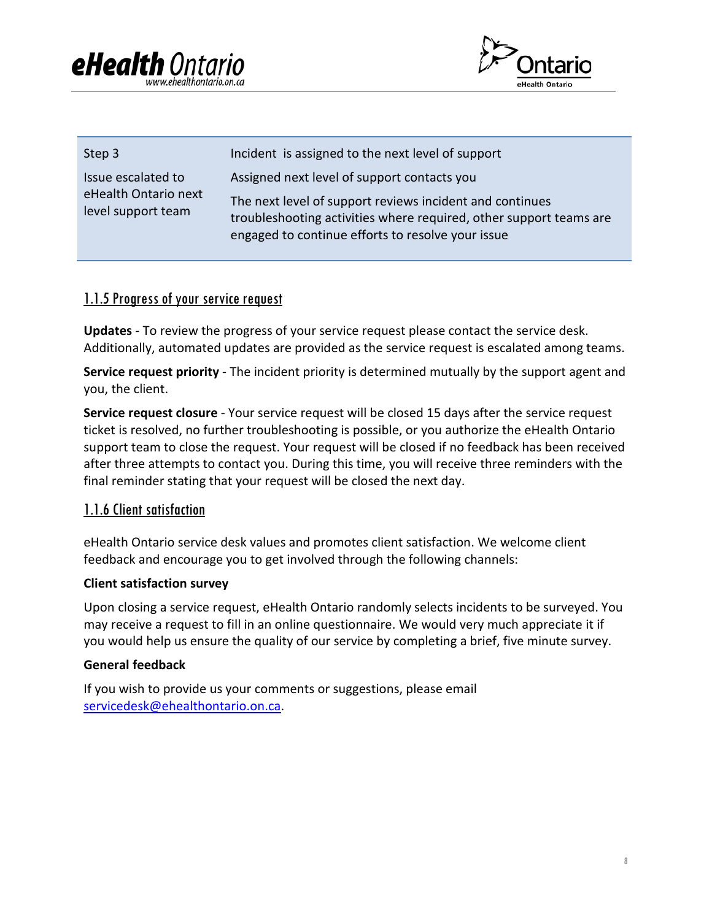| Step 3 | Incident is assigned to the next level of support |
|---|---|
| Issue escalated to eHealth Ontario next level support team | Assigned next level of support contacts you<br><br>The next level of support reviews incident and continues troubleshooting activities where required, other support teams are engaged to continue efforts to resolve your issue |

### 1.1.5 Progress of your service request

**Updates** - To review the progress of your service request please contact the service desk. Additionally, automated updates are provided as the service request is escalated among teams.

**Service request priority** - The incident priority is determined mutually by the support agent and you, the client.

**Service request closure** - Your service request will be closed 15 days after the service request ticket is resolved, no further troubleshooting is possible, or you authorize the eHealth Ontario support team to close the request. Your request will be closed if no feedback has been received after three attempts to contact you. During this time, you will receive three reminders with the final reminder stating that your request will be closed the next day.

### 1.1.6 Client satisfaction

eHealth Ontario service desk values and promotes client satisfaction. We welcome client feedback and encourage you to get involved through the following channels:

**Client satisfaction survey**

Upon closing a service request, eHealth Ontario randomly selects incidents to be surveyed. You may receive a request to fill in an online questionnaire. We would very much appreciate it if you would help us ensure the quality of our service by completing a brief, five minute survey.

**General feedback**

If you wish to provide us your comments or suggestions, please email servicedesk@ehealthontario.on.ca.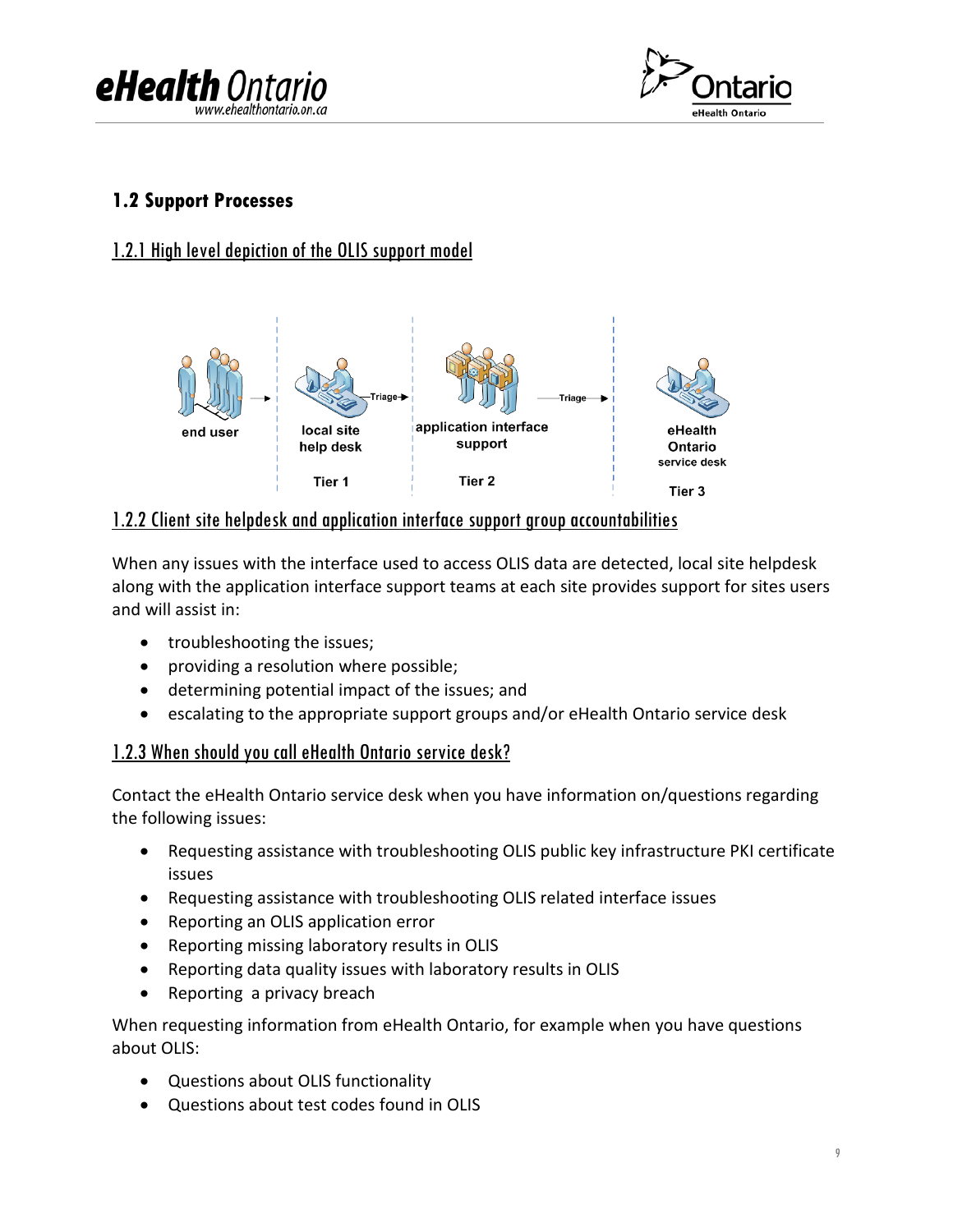## 1.2 Support Processes

### 1.2.1 High level depiction of the OLIS support model

end user → local site help desk (Tier 1) —Triage→ application interface support (Tier 2) —Triage→ eHealth Ontario service desk (Tier 3)

### 1.2.2 Client site helpdesk and application interface support group accountabilities

When any issues with the interface used to access OLIS data are detected, local site helpdesk along with the application interface support teams at each site provides support for sites users and will assist in:

- troubleshooting the issues;
- providing a resolution where possible;
- determining potential impact of the issues; and
- escalating to the appropriate support groups and/or eHealth Ontario service desk

### 1.2.3 When should you call eHealth Ontario service desk?

Contact the eHealth Ontario service desk when you have information on/questions regarding the following issues:

- Requesting assistance with troubleshooting OLIS public key infrastructure PKI certificate issues
- Requesting assistance with troubleshooting OLIS related interface issues
- Reporting an OLIS application error
- Reporting missing laboratory results in OLIS
- Reporting data quality issues with laboratory results in OLIS
- Reporting a privacy breach

When requesting information from eHealth Ontario, for example when you have questions about OLIS:

- Questions about OLIS functionality
- Questions about test codes found in OLIS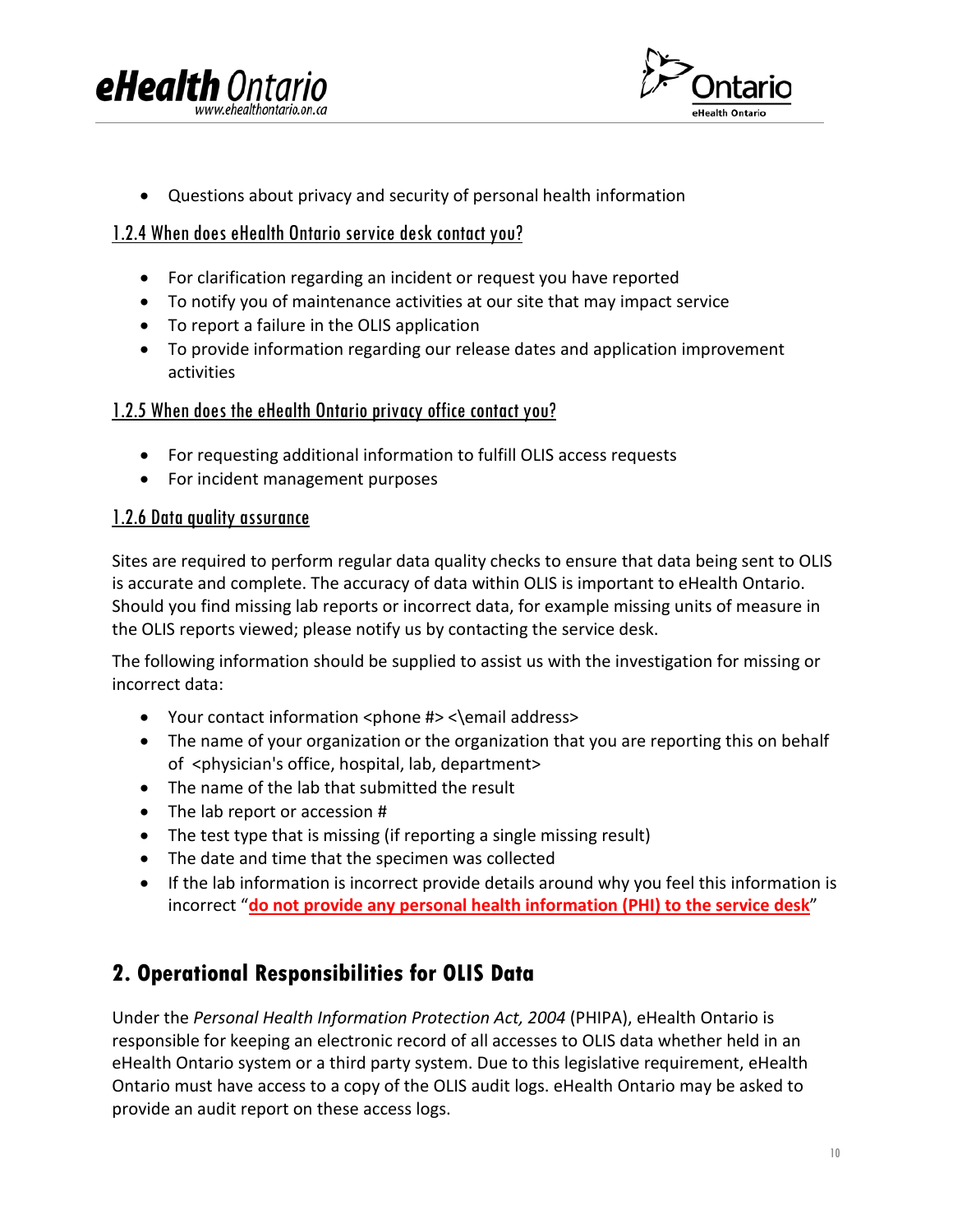- Questions about privacy and security of personal health information

### 1.2.4 When does eHealth Ontario service desk contact you?

- For clarification regarding an incident or request you have reported
- To notify you of maintenance activities at our site that may impact service
- To report a failure in the OLIS application
- To provide information regarding our release dates and application improvement activities

### 1.2.5 When does the eHealth Ontario privacy office contact you?

- For requesting additional information to fulfill OLIS access requests
- For incident management purposes

### 1.2.6 Data quality assurance

Sites are required to perform regular data quality checks to ensure that data being sent to OLIS is accurate and complete. The accuracy of data within OLIS is important to eHealth Ontario. Should you find missing lab reports or incorrect data, for example missing units of measure in the OLIS reports viewed; please notify us by contacting the service desk.

The following information should be supplied to assist us with the investigation for missing or incorrect data:

- Your contact information <phone #> <\email address>
- The name of your organization or the organization that you are reporting this on behalf of <physician's office, hospital, lab, department>
- The name of the lab that submitted the result
- The lab report or accession #
- The test type that is missing (if reporting a single missing result)
- The date and time that the specimen was collected
- If the lab information is incorrect provide details around why you feel this information is incorrect "**do not provide any personal health information (PHI) to the service desk**"

## 2. Operational Responsibilities for OLIS Data

Under the *Personal Health Information Protection Act, 2004* (PHIPA), eHealth Ontario is responsible for keeping an electronic record of all accesses to OLIS data whether held in an eHealth Ontario system or a third party system. Due to this legislative requirement, eHealth Ontario must have access to a copy of the OLIS audit logs. eHealth Ontario may be asked to provide an audit report on these access logs.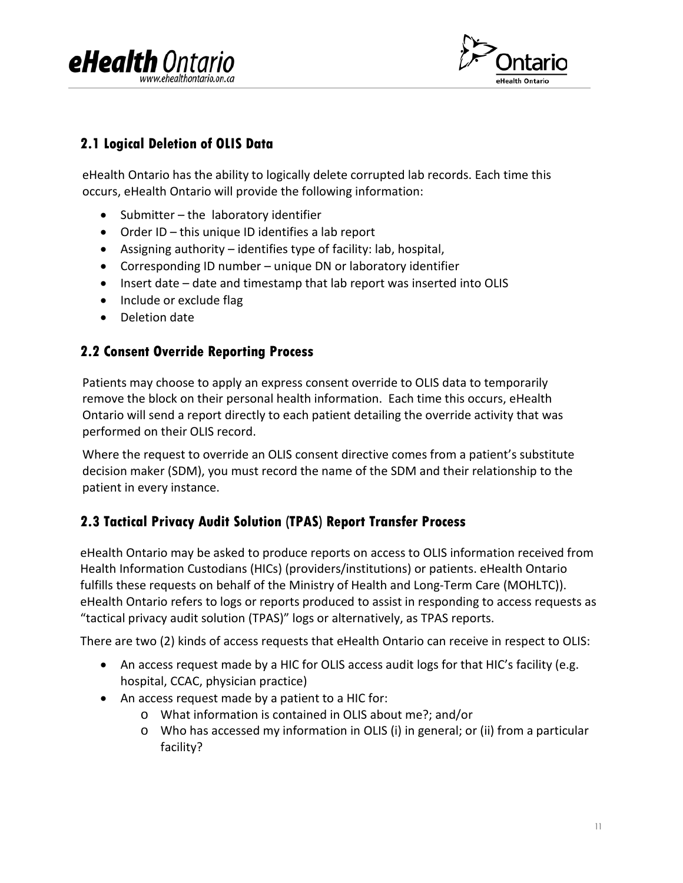## 2.1 Logical Deletion of OLIS Data

eHealth Ontario has the ability to logically delete corrupted lab records. Each time this occurs, eHealth Ontario will provide the following information:

- Submitter – the laboratory identifier
- Order ID – this unique ID identifies a lab report
- Assigning authority – identifies type of facility: lab, hospital,
- Corresponding ID number – unique DN or laboratory identifier
- Insert date – date and timestamp that lab report was inserted into OLIS
- Include or exclude flag
- Deletion date

## 2.2 Consent Override Reporting Process

Patients may choose to apply an express consent override to OLIS data to temporarily remove the block on their personal health information. Each time this occurs, eHealth Ontario will send a report directly to each patient detailing the override activity that was performed on their OLIS record.

Where the request to override an OLIS consent directive comes from a patient's substitute decision maker (SDM), you must record the name of the SDM and their relationship to the patient in every instance.

## 2.3 Tactical Privacy Audit Solution (TPAS) Report Transfer Process

eHealth Ontario may be asked to produce reports on access to OLIS information received from Health Information Custodians (HICs) (providers/institutions) or patients. eHealth Ontario fulfills these requests on behalf of the Ministry of Health and Long-Term Care (MOHLTC)). eHealth Ontario refers to logs or reports produced to assist in responding to access requests as "tactical privacy audit solution (TPAS)" logs or alternatively, as TPAS reports.

There are two (2) kinds of access requests that eHealth Ontario can receive in respect to OLIS:

- An access request made by a HIC for OLIS access audit logs for that HIC's facility (e.g. hospital, CCAC, physician practice)
- An access request made by a patient to a HIC for:
  - What information is contained in OLIS about me?; and/or
  - Who has accessed my information in OLIS (i) in general; or (ii) from a particular facility?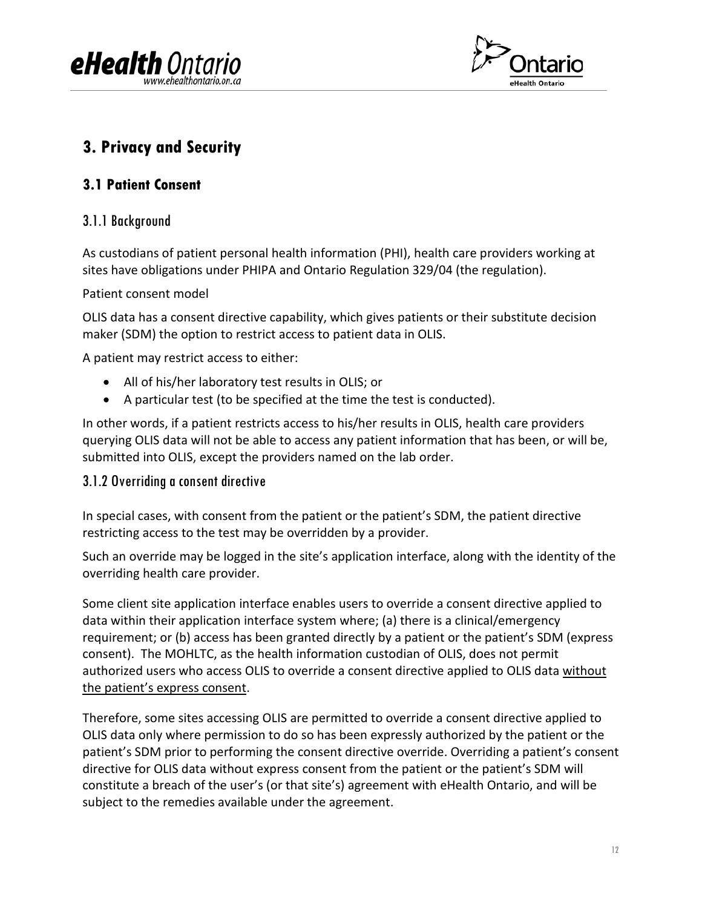## 3. Privacy and Security

### 3.1 Patient Consent

#### 3.1.1 Background

As custodians of patient personal health information (PHI), health care providers working at sites have obligations under PHIPA and Ontario Regulation 329/04 (the regulation).

Patient consent model

OLIS data has a consent directive capability, which gives patients or their substitute decision maker (SDM) the option to restrict access to patient data in OLIS.

A patient may restrict access to either:

- All of his/her laboratory test results in OLIS; or
- A particular test (to be specified at the time the test is conducted).

In other words, if a patient restricts access to his/her results in OLIS, health care providers querying OLIS data will not be able to access any patient information that has been, or will be, submitted into OLIS, except the providers named on the lab order.

#### 3.1.2 Overriding a consent directive

In special cases, with consent from the patient or the patient's SDM, the patient directive restricting access to the test may be overridden by a provider.

Such an override may be logged in the site's application interface, along with the identity of the overriding health care provider.

Some client site application interface enables users to override a consent directive applied to data within their application interface system where; (a) there is a clinical/emergency requirement; or (b) access has been granted directly by a patient or the patient's SDM (express consent). The MOHLTC, as the health information custodian of OLIS, does not permit authorized users who access OLIS to override a consent directive applied to OLIS data without the patient's express consent.

Therefore, some sites accessing OLIS are permitted to override a consent directive applied to OLIS data only where permission to do so has been expressly authorized by the patient or the patient's SDM prior to performing the consent directive override. Overriding a patient's consent directive for OLIS data without express consent from the patient or the patient's SDM will constitute a breach of the user's (or that site's) agreement with eHealth Ontario, and will be subject to the remedies available under the agreement.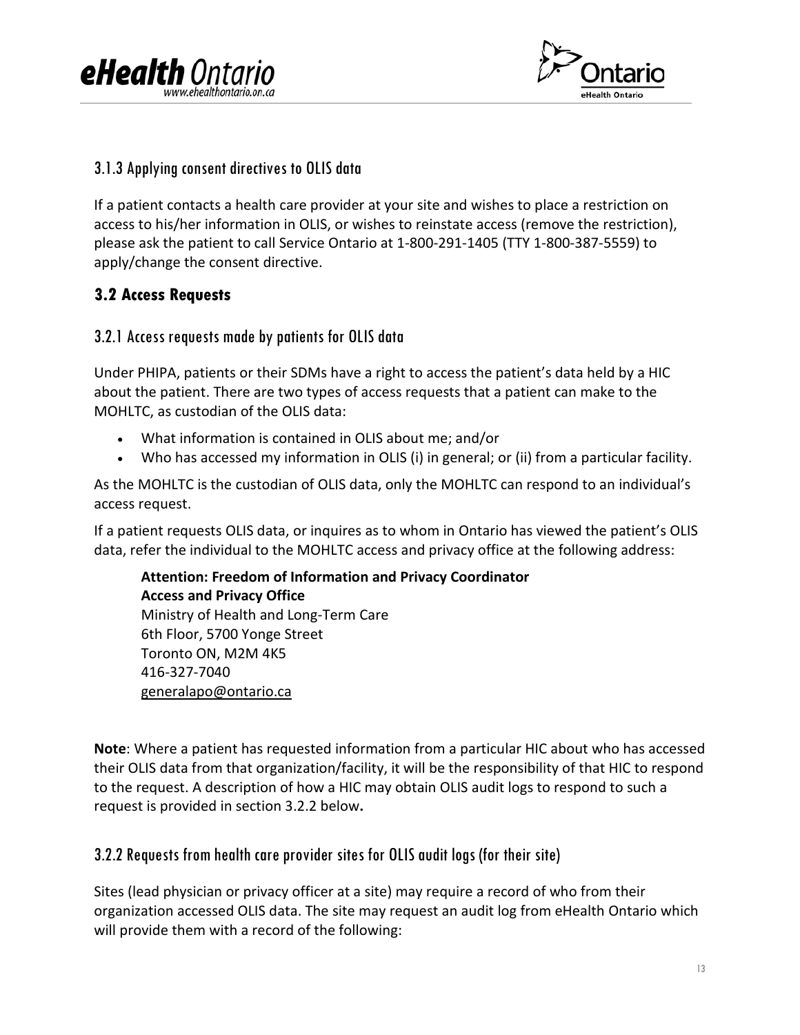### 3.1.3 Applying consent directives to OLIS data

If a patient contacts a health care provider at your site and wishes to place a restriction on access to his/her information in OLIS, or wishes to reinstate access (remove the restriction), please ask the patient to call Service Ontario at 1-800-291-1405 (TTY 1-800-387-5559) to apply/change the consent directive.

## 3.2 Access Requests

### 3.2.1 Access requests made by patients for OLIS data

Under PHIPA, patients or their SDMs have a right to access the patient's data held by a HIC about the patient. There are two types of access requests that a patient can make to the MOHLTC, as custodian of the OLIS data:

- What information is contained in OLIS about me; and/or
- Who has accessed my information in OLIS (i) in general; or (ii) from a particular facility.

As the MOHLTC is the custodian of OLIS data, only the MOHLTC can respond to an individual's access request.

If a patient requests OLIS data, or inquires as to whom in Ontario has viewed the patient's OLIS data, refer the individual to the MOHLTC access and privacy office at the following address:

> **Attention: Freedom of Information and Privacy Coordinator**
> **Access and Privacy Office**
> Ministry of Health and Long-Term Care
> 6th Floor, 5700 Yonge Street
> Toronto ON, M2M 4K5
> 416-327-7040
> generalapo@ontario.ca

**Note**: Where a patient has requested information from a particular HIC about who has accessed their OLIS data from that organization/facility, it will be the responsibility of that HIC to respond to the request. A description of how a HIC may obtain OLIS audit logs to respond to such a request is provided in section 3.2.2 below**.**

### 3.2.2 Requests from health care provider sites for OLIS audit logs (for their site)

Sites (lead physician or privacy officer at a site) may require a record of who from their organization accessed OLIS data. The site may request an audit log from eHealth Ontario which will provide them with a record of the following: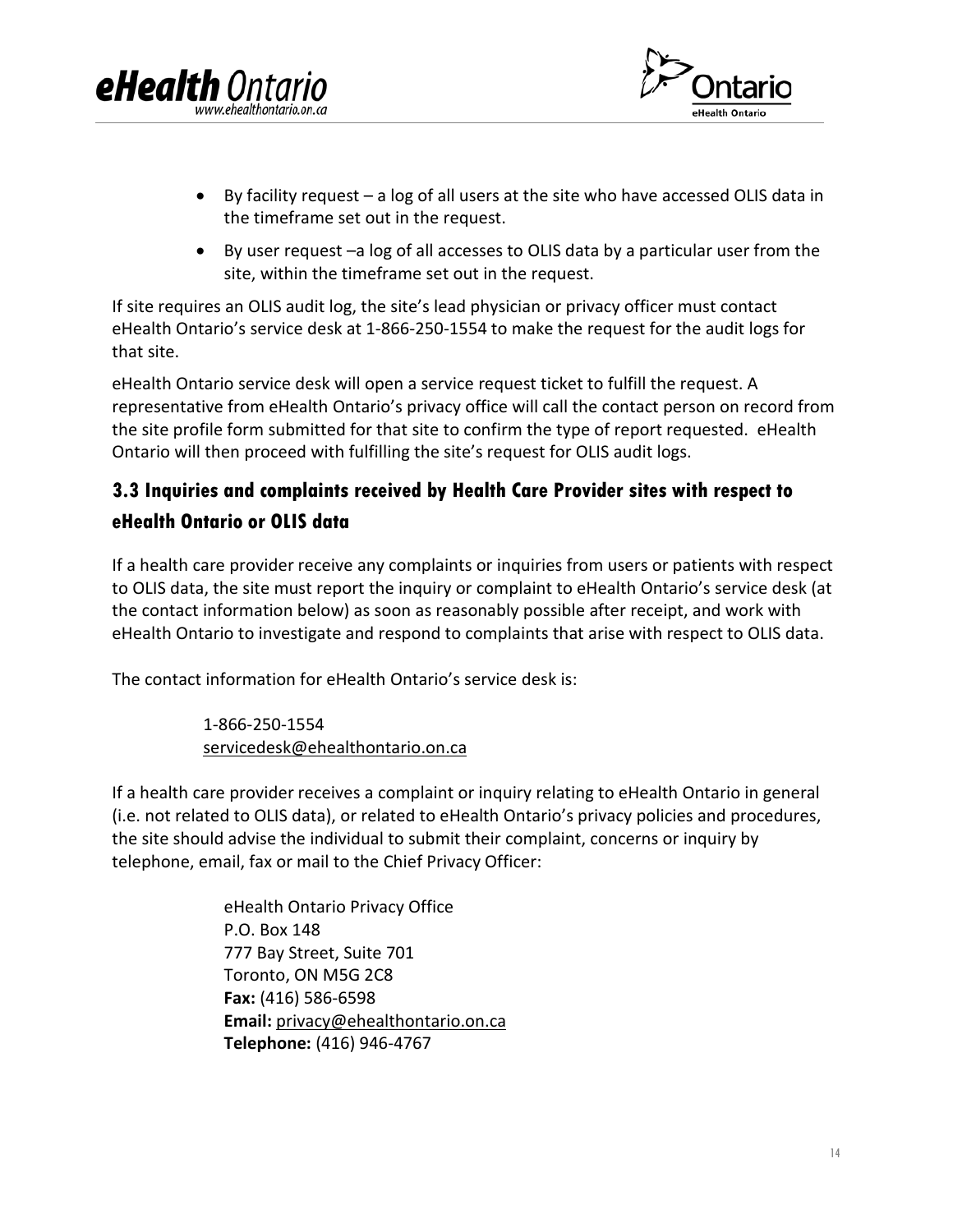- By facility request – a log of all users at the site who have accessed OLIS data in the timeframe set out in the request.
- By user request –a log of all accesses to OLIS data by a particular user from the site, within the timeframe set out in the request.

If site requires an OLIS audit log, the site's lead physician or privacy officer must contact eHealth Ontario's service desk at 1-866-250-1554 to make the request for the audit logs for that site.

eHealth Ontario service desk will open a service request ticket to fulfill the request. A representative from eHealth Ontario's privacy office will call the contact person on record from the site profile form submitted for that site to confirm the type of report requested. eHealth Ontario will then proceed with fulfilling the site's request for OLIS audit logs.

## 3.3 Inquiries and complaints received by Health Care Provider sites with respect to eHealth Ontario or OLIS data

If a health care provider receive any complaints or inquiries from users or patients with respect to OLIS data, the site must report the inquiry or complaint to eHealth Ontario's service desk (at the contact information below) as soon as reasonably possible after receipt, and work with eHealth Ontario to investigate and respond to complaints that arise with respect to OLIS data.

The contact information for eHealth Ontario's service desk is:

> 1-866-250-1554  
> servicedesk@ehealthontario.on.ca

If a health care provider receives a complaint or inquiry relating to eHealth Ontario in general (i.e. not related to OLIS data), or related to eHealth Ontario's privacy policies and procedures, the site should advise the individual to submit their complaint, concerns or inquiry by telephone, email, fax or mail to the Chief Privacy Officer:

> eHealth Ontario Privacy Office  
> P.O. Box 148  
> 777 Bay Street, Suite 701  
> Toronto, ON M5G 2C8  
> **Fax:** (416) 586-6598  
> **Email:** privacy@ehealthontario.on.ca  
> **Telephone:** (416) 946-4767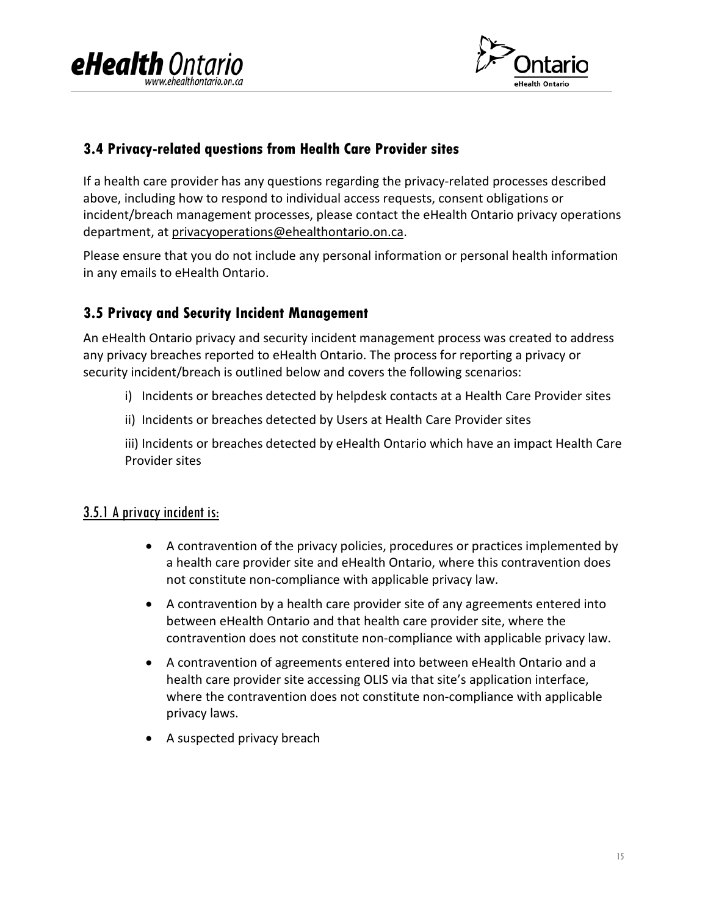## 3.4 Privacy-related questions from Health Care Provider sites

If a health care provider has any questions regarding the privacy-related processes described above, including how to respond to individual access requests, consent obligations or incident/breach management processes, please contact the eHealth Ontario privacy operations department, at privacyoperations@ehealthontario.on.ca.

Please ensure that you do not include any personal information or personal health information in any emails to eHealth Ontario.

## 3.5 Privacy and Security Incident Management

An eHealth Ontario privacy and security incident management process was created to address any privacy breaches reported to eHealth Ontario. The process for reporting a privacy or security incident/breach is outlined below and covers the following scenarios:

i) Incidents or breaches detected by helpdesk contacts at a Health Care Provider sites

ii) Incidents or breaches detected by Users at Health Care Provider sites

iii) Incidents or breaches detected by eHealth Ontario which have an impact Health Care Provider sites

### 3.5.1 A privacy incident is:

- A contravention of the privacy policies, procedures or practices implemented by a health care provider site and eHealth Ontario, where this contravention does not constitute non-compliance with applicable privacy law.
- A contravention by a health care provider site of any agreements entered into between eHealth Ontario and that health care provider site, where the contravention does not constitute non-compliance with applicable privacy law.
- A contravention of agreements entered into between eHealth Ontario and a health care provider site accessing OLIS via that site's application interface, where the contravention does not constitute non-compliance with applicable privacy laws.
- A suspected privacy breach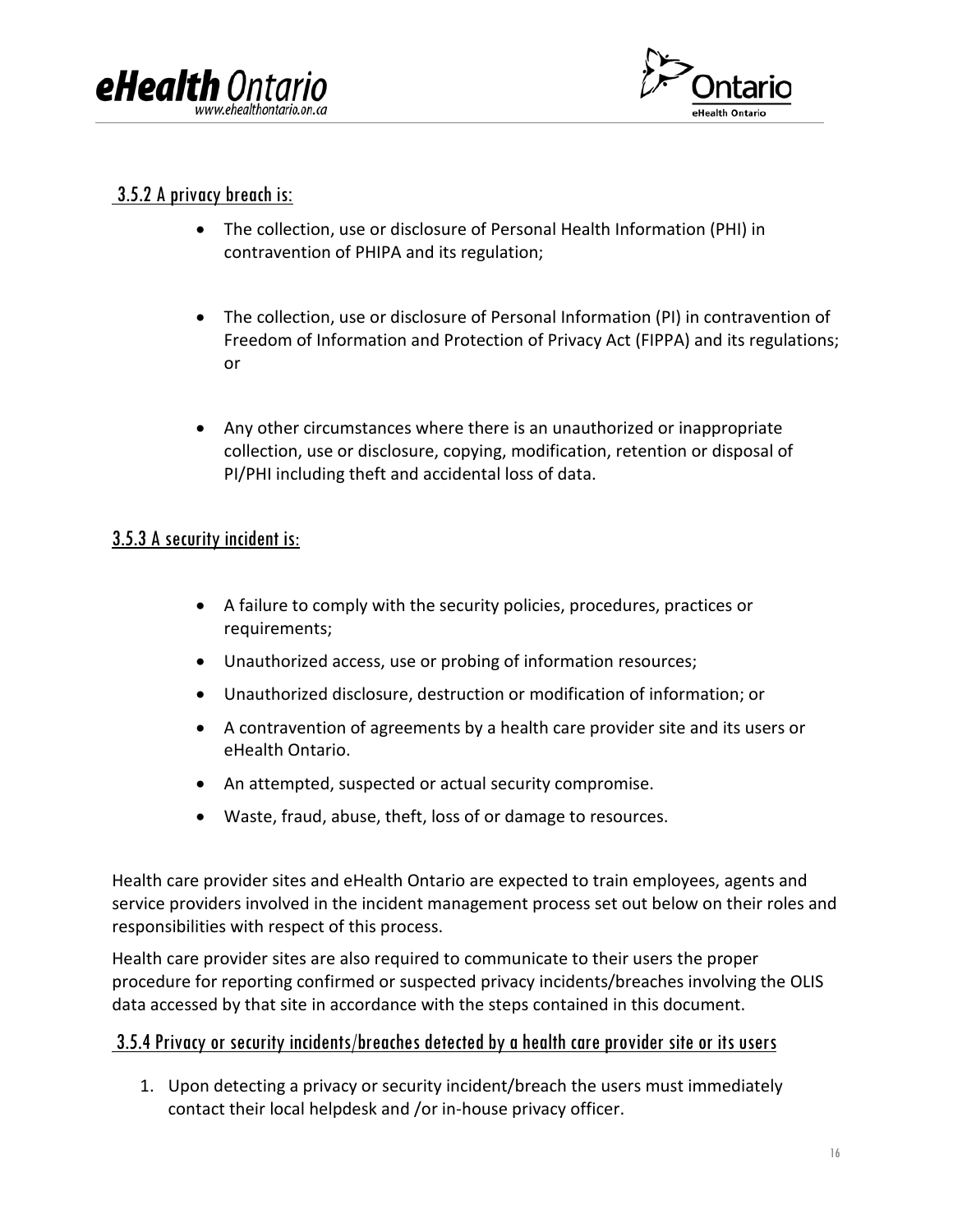### 3.5.2 A privacy breach is:

- The collection, use or disclosure of Personal Health Information (PHI) in contravention of PHIPA and its regulation;
- The collection, use or disclosure of Personal Information (PI) in contravention of Freedom of Information and Protection of Privacy Act (FIPPA) and its regulations; or
- Any other circumstances where there is an unauthorized or inappropriate collection, use or disclosure, copying, modification, retention or disposal of PI/PHI including theft and accidental loss of data.

### 3.5.3 A security incident is:

- A failure to comply with the security policies, procedures, practices or requirements;
- Unauthorized access, use or probing of information resources;
- Unauthorized disclosure, destruction or modification of information; or
- A contravention of agreements by a health care provider site and its users or eHealth Ontario.
- An attempted, suspected or actual security compromise.
- Waste, fraud, abuse, theft, loss of or damage to resources.

Health care provider sites and eHealth Ontario are expected to train employees, agents and service providers involved in the incident management process set out below on their roles and responsibilities with respect of this process.

Health care provider sites are also required to communicate to their users the proper procedure for reporting confirmed or suspected privacy incidents/breaches involving the OLIS data accessed by that site in accordance with the steps contained in this document.

### 3.5.4 Privacy or security incidents/breaches detected by a health care provider site or its users

1. Upon detecting a privacy or security incident/breach the users must immediately contact their local helpdesk and /or in-house privacy officer.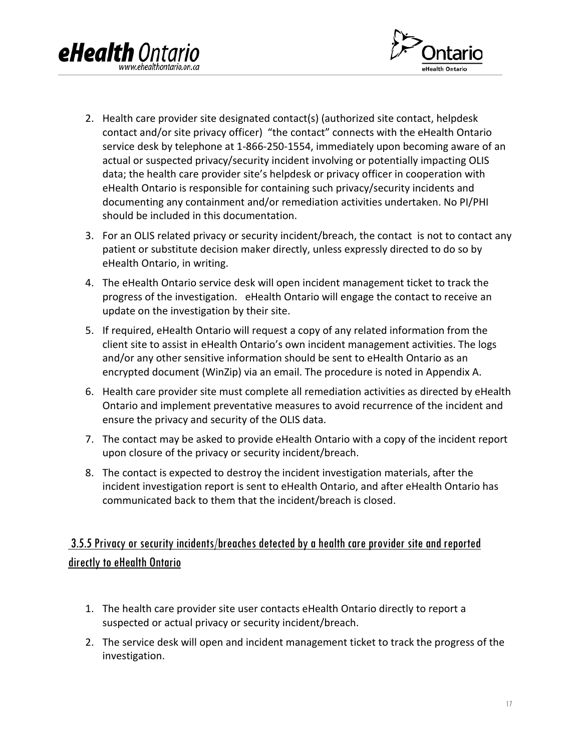2. Health care provider site designated contact(s) (authorized site contact, helpdesk contact and/or site privacy officer) "the contact" connects with the eHealth Ontario service desk by telephone at 1-866-250-1554, immediately upon becoming aware of an actual or suspected privacy/security incident involving or potentially impacting OLIS data; the health care provider site's helpdesk or privacy officer in cooperation with eHealth Ontario is responsible for containing such privacy/security incidents and documenting any containment and/or remediation activities undertaken. No PI/PHI should be included in this documentation.
3. For an OLIS related privacy or security incident/breach, the contact is not to contact any patient or substitute decision maker directly, unless expressly directed to do so by eHealth Ontario, in writing.
4. The eHealth Ontario service desk will open incident management ticket to track the progress of the investigation. eHealth Ontario will engage the contact to receive an update on the investigation by their site.
5. If required, eHealth Ontario will request a copy of any related information from the client site to assist in eHealth Ontario's own incident management activities. The logs and/or any other sensitive information should be sent to eHealth Ontario as an encrypted document (WinZip) via an email. The procedure is noted in Appendix A.
6. Health care provider site must complete all remediation activities as directed by eHealth Ontario and implement preventative measures to avoid recurrence of the incident and ensure the privacy and security of the OLIS data.
7. The contact may be asked to provide eHealth Ontario with a copy of the incident report upon closure of the privacy or security incident/breach.
8. The contact is expected to destroy the incident investigation materials, after the incident investigation report is sent to eHealth Ontario, and after eHealth Ontario has communicated back to them that the incident/breach is closed.

### 3.5.5 Privacy or security incidents/breaches detected by a health care provider site and reported directly to eHealth Ontario

1. The health care provider site user contacts eHealth Ontario directly to report a suspected or actual privacy or security incident/breach.
2. The service desk will open and incident management ticket to track the progress of the investigation.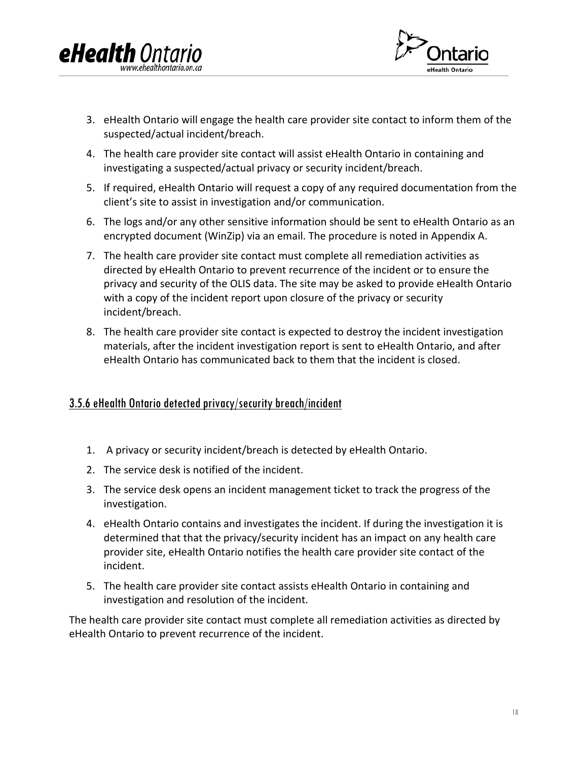3. eHealth Ontario will engage the health care provider site contact to inform them of the suspected/actual incident/breach.
4. The health care provider site contact will assist eHealth Ontario in containing and investigating a suspected/actual privacy or security incident/breach.
5. If required, eHealth Ontario will request a copy of any required documentation from the client's site to assist in investigation and/or communication.
6. The logs and/or any other sensitive information should be sent to eHealth Ontario as an encrypted document (WinZip) via an email. The procedure is noted in Appendix A.
7. The health care provider site contact must complete all remediation activities as directed by eHealth Ontario to prevent recurrence of the incident or to ensure the privacy and security of the OLIS data. The site may be asked to provide eHealth Ontario with a copy of the incident report upon closure of the privacy or security incident/breach.
8. The health care provider site contact is expected to destroy the incident investigation materials, after the incident investigation report is sent to eHealth Ontario, and after eHealth Ontario has communicated back to them that the incident is closed.

### 3.5.6 eHealth Ontario detected privacy/security breach/incident

1. A privacy or security incident/breach is detected by eHealth Ontario.
2. The service desk is notified of the incident.
3. The service desk opens an incident management ticket to track the progress of the investigation.
4. eHealth Ontario contains and investigates the incident. If during the investigation it is determined that that the privacy/security incident has an impact on any health care provider site, eHealth Ontario notifies the health care provider site contact of the incident.
5. The health care provider site contact assists eHealth Ontario in containing and investigation and resolution of the incident.

The health care provider site contact must complete all remediation activities as directed by eHealth Ontario to prevent recurrence of the incident.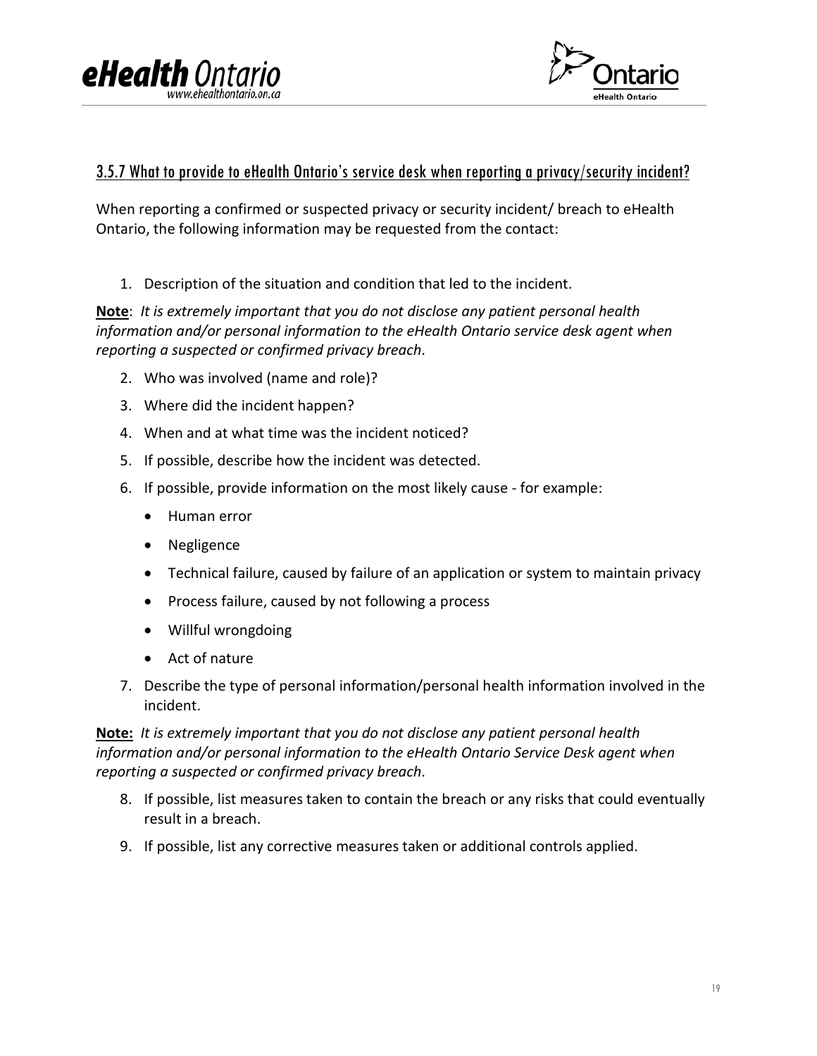### 3.5.7 What to provide to eHealth Ontario's service desk when reporting a privacy/security incident?

When reporting a confirmed or suspected privacy or security incident/ breach to eHealth Ontario, the following information may be requested from the contact:

1. Description of the situation and condition that led to the incident.

**Note**: *It is extremely important that you do not disclose any patient personal health information and/or personal information to the eHealth Ontario service desk agent when reporting a suspected or confirmed privacy breach*.

2. Who was involved (name and role)?
3. Where did the incident happen?
4. When and at what time was the incident noticed?
5. If possible, describe how the incident was detected.
6. If possible, provide information on the most likely cause - for example:
   - Human error
   - Negligence
   - Technical failure, caused by failure of an application or system to maintain privacy
   - Process failure, caused by not following a process
   - Willful wrongdoing
   - Act of nature
7. Describe the type of personal information/personal health information involved in the incident.

**Note:** *It is extremely important that you do not disclose any patient personal health information and/or personal information to the eHealth Ontario Service Desk agent when reporting a suspected or confirmed privacy breach*.

8. If possible, list measures taken to contain the breach or any risks that could eventually result in a breach.
9. If possible, list any corrective measures taken or additional controls applied.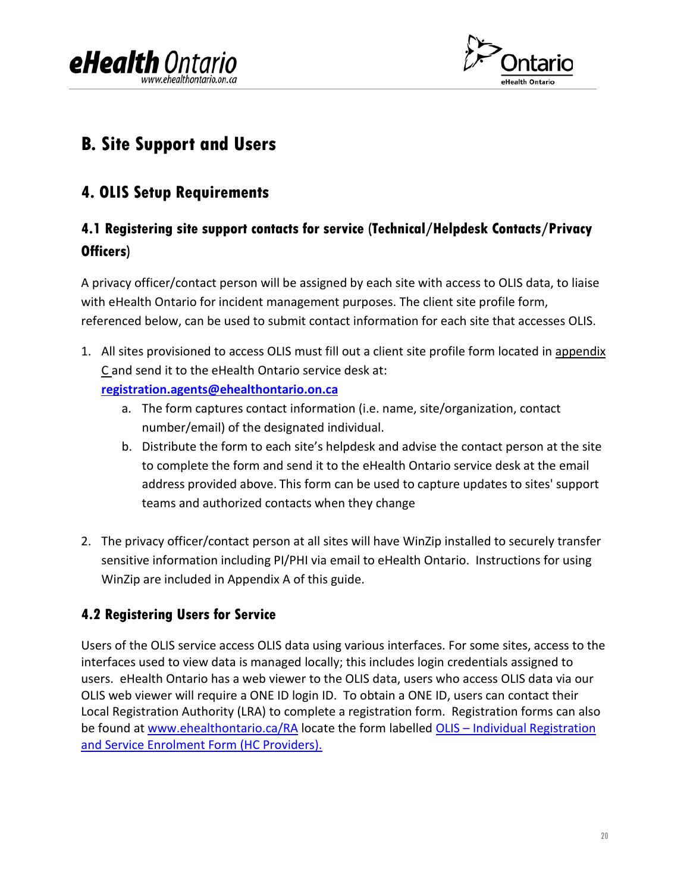# B. Site Support and Users

## 4. OLIS Setup Requirements

### 4.1 Registering site support contacts for service (Technical/Helpdesk Contacts/Privacy Officers)

A privacy officer/contact person will be assigned by each site with access to OLIS data, to liaise with eHealth Ontario for incident management purposes. The client site profile form, referenced below, can be used to submit contact information for each site that accesses OLIS.

1. All sites provisioned to access OLIS must fill out a client site profile form located in appendix C and send it to the eHealth Ontario service desk at: **registration.agents@ehealthontario.on.ca**
   a. The form captures contact information (i.e. name, site/organization, contact number/email) of the designated individual.
   b. Distribute the form to each site's helpdesk and advise the contact person at the site to complete the form and send it to the eHealth Ontario service desk at the email address provided above. This form can be used to capture updates to sites' support teams and authorized contacts when they change

2. The privacy officer/contact person at all sites will have WinZip installed to securely transfer sensitive information including PI/PHI via email to eHealth Ontario. Instructions for using WinZip are included in Appendix A of this guide.

### 4.2 Registering Users for Service

Users of the OLIS service access OLIS data using various interfaces. For some sites, access to the interfaces used to view data is managed locally; this includes login credentials assigned to users. eHealth Ontario has a web viewer to the OLIS data, users who access OLIS data via our OLIS web viewer will require a ONE ID login ID. To obtain a ONE ID, users can contact their Local Registration Authority (LRA) to complete a registration form. Registration forms can also be found at www.ehealthontario.ca/RA locate the form labelled OLIS – Individual Registration and Service Enrolment Form (HC Providers).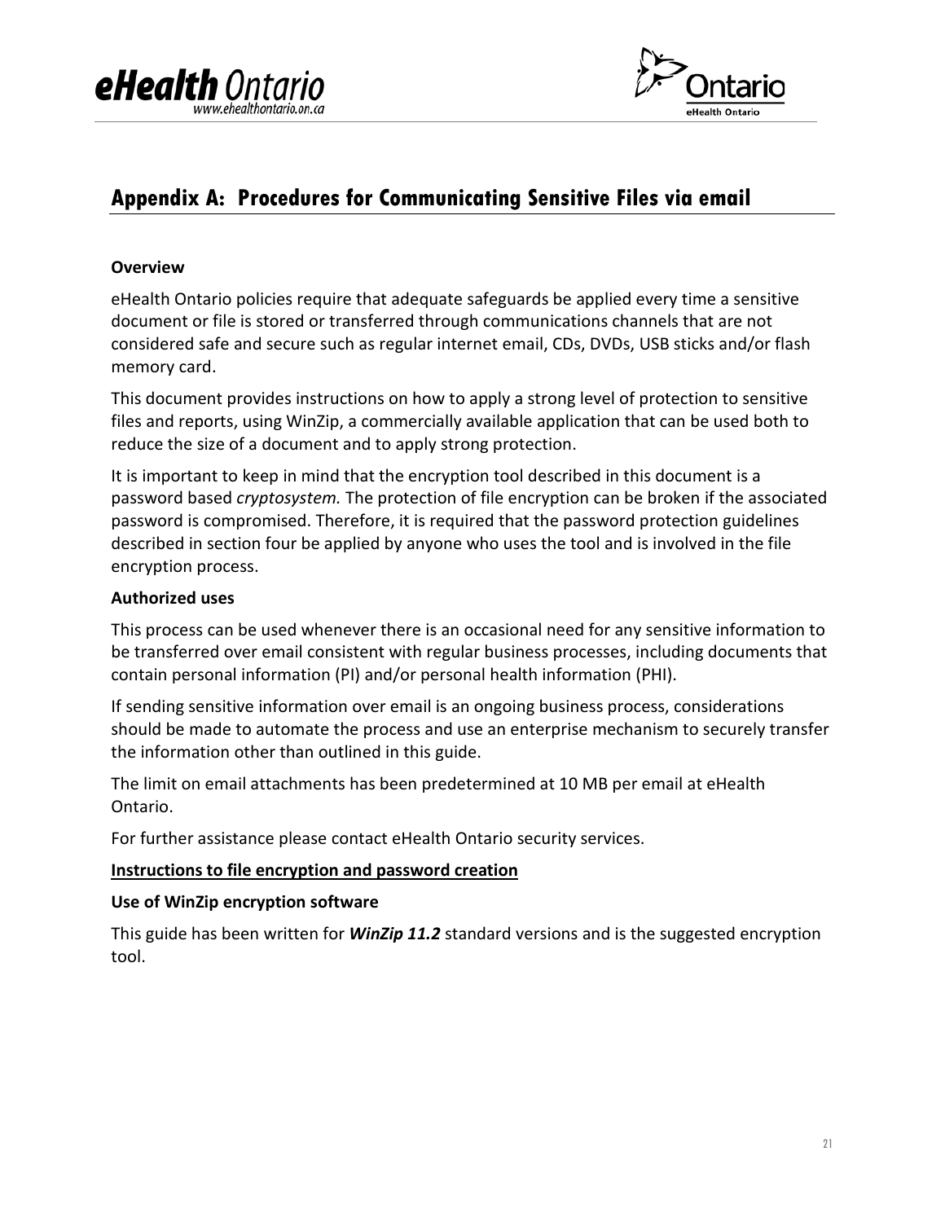# Appendix A: Procedures for Communicating Sensitive Files via email

**Overview**

eHealth Ontario policies require that adequate safeguards be applied every time a sensitive document or file is stored or transferred through communications channels that are not considered safe and secure such as regular internet email, CDs, DVDs, USB sticks and/or flash memory card.

This document provides instructions on how to apply a strong level of protection to sensitive files and reports, using WinZip, a commercially available application that can be used both to reduce the size of a document and to apply strong protection.

It is important to keep in mind that the encryption tool described in this document is a password based *cryptosystem.* The protection of file encryption can be broken if the associated password is compromised. Therefore, it is required that the password protection guidelines described in section four be applied by anyone who uses the tool and is involved in the file encryption process.

**Authorized uses**

This process can be used whenever there is an occasional need for any sensitive information to be transferred over email consistent with regular business processes, including documents that contain personal information (PI) and/or personal health information (PHI).

If sending sensitive information over email is an ongoing business process, considerations should be made to automate the process and use an enterprise mechanism to securely transfer the information other than outlined in this guide.

The limit on email attachments has been predetermined at 10 MB per email at eHealth Ontario.

For further assistance please contact eHealth Ontario security services.

**<u>Instructions to file encryption and password creation</u>**

**Use of WinZip encryption software**

This guide has been written for ***WinZip 11.2*** standard versions and is the suggested encryption tool.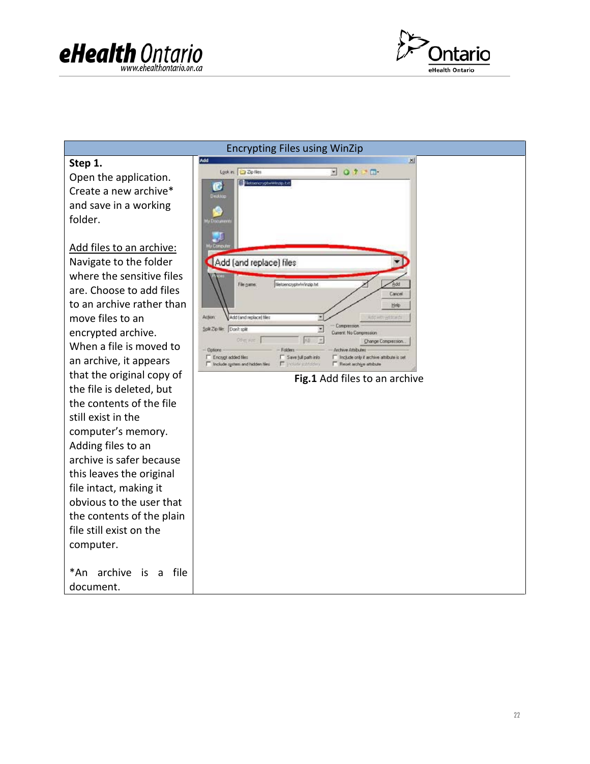| Encrypting Files using WinZip | |
|---|---|
| **Step 1.**<br>Open the application. Create a new archive* and save in a working folder.<br><br><u>Add files to an archive:</u><br>Navigate to the folder where the sensitive files are. Choose to add files to an archive rather than move files to an encrypted archive. When a file is moved to an archive, it appears that the original copy of the file is deleted, but the contents of the file still exist in the computer's memory. Adding files to an archive is safer because this leaves the original file intact, making it obvious to the user that the contents of the plain file still exist on the computer.<br><br>*An archive is a file document. | **Fig.1** Add files to an archive |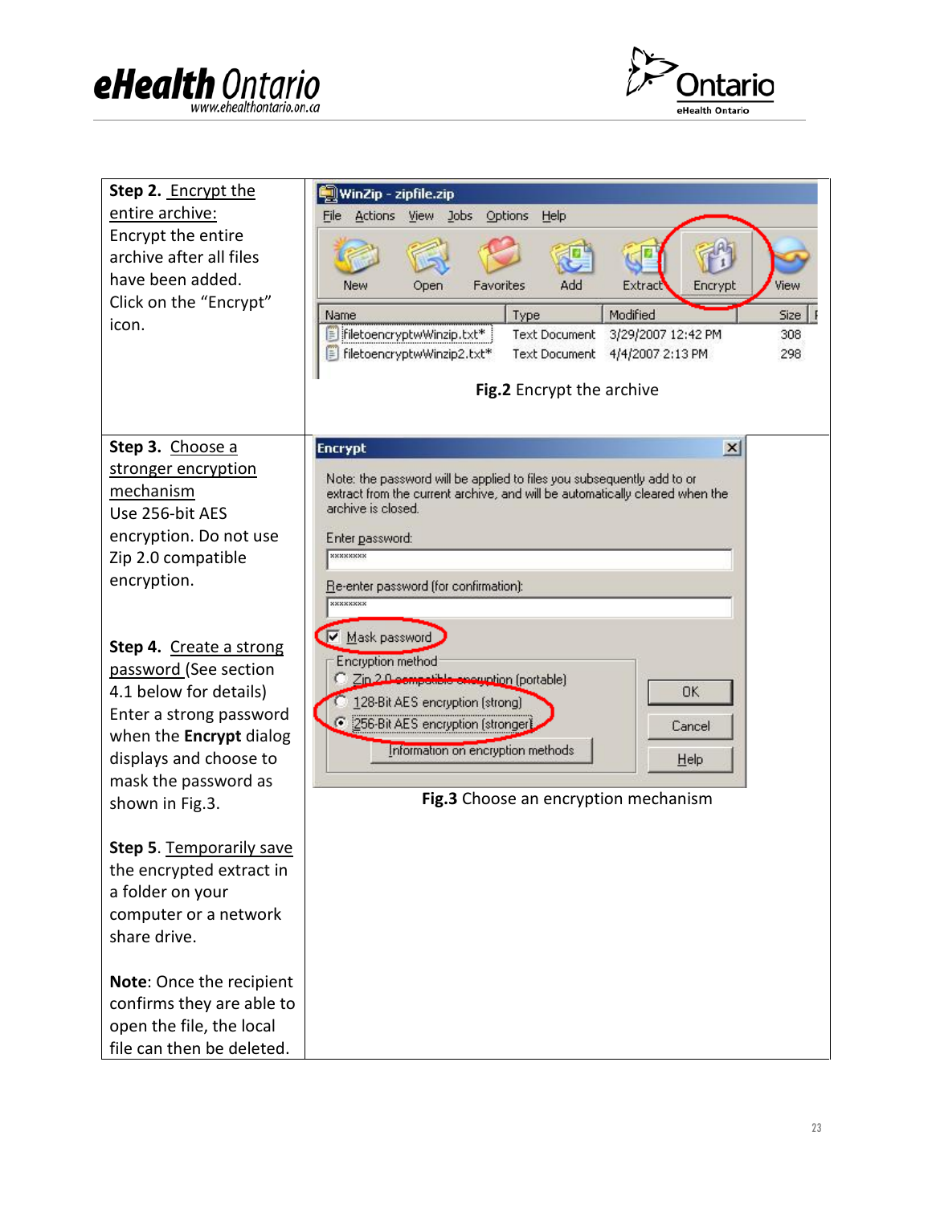| | |
|---|---|
| **Step 2.** Encrypt the entire archive: Encrypt the entire archive after all files have been added. Click on the "Encrypt" icon. | **Fig.2** Encrypt the archive |
| **Step 3.** Choose a stronger encryption mechanism Use 256-bit AES encryption. Do not use Zip 2.0 compatible encryption.<br><br>**Step 4.** Create a strong password (See section 4.1 below for details) Enter a strong password when the **Encrypt** dialog displays and choose to mask the password as shown in Fig.3.<br><br>**Step 5.** Temporarily save the encrypted extract in a folder on your computer or a network share drive.<br><br>**Note**: Once the recipient confirms they are able to open the file, the local file can then be deleted. | **Fig.3** Choose an encryption mechanism |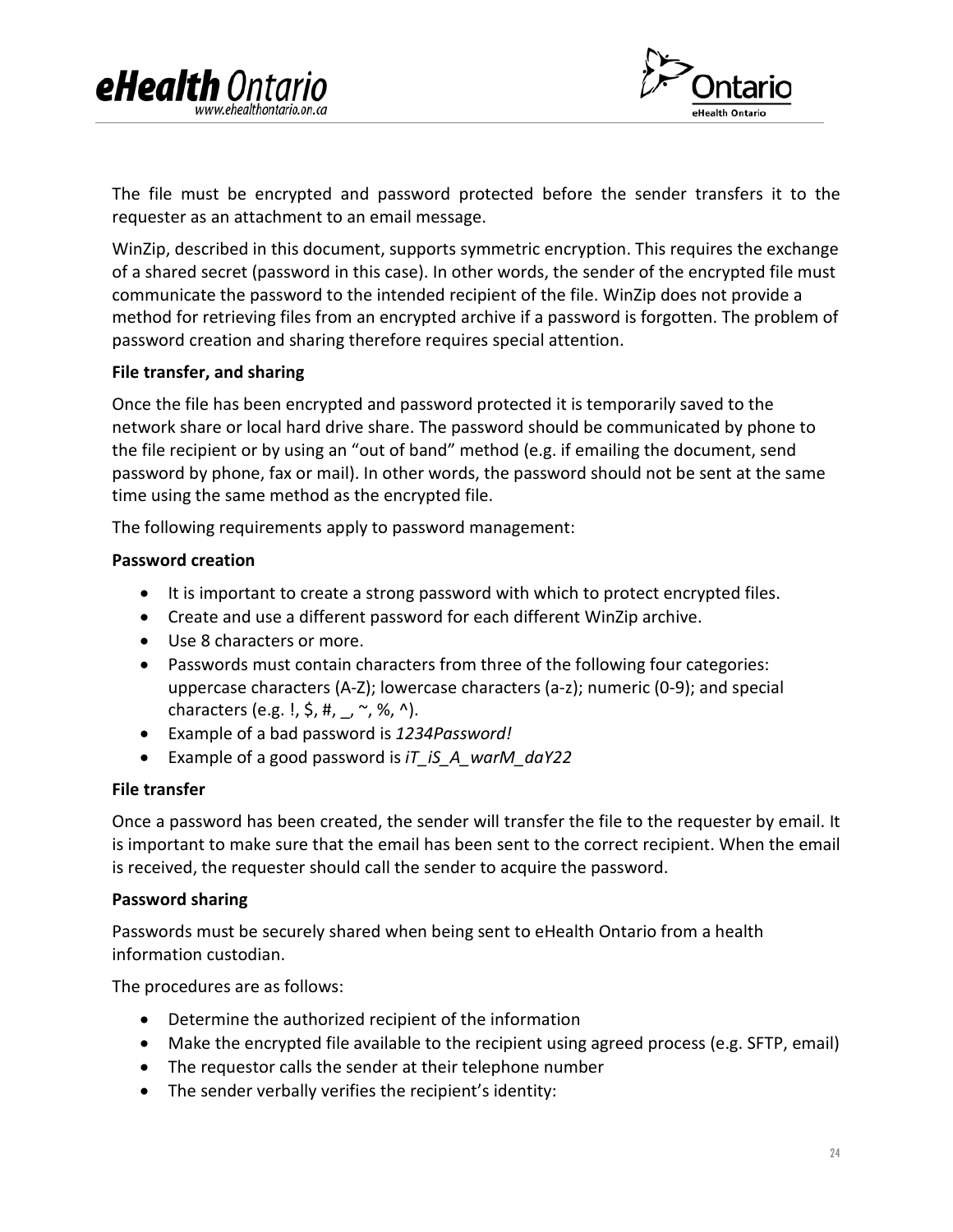The file must be encrypted and password protected before the sender transfers it to the requester as an attachment to an email message.

WinZip, described in this document, supports symmetric encryption. This requires the exchange of a shared secret (password in this case). In other words, the sender of the encrypted file must communicate the password to the intended recipient of the file. WinZip does not provide a method for retrieving files from an encrypted archive if a password is forgotten. The problem of password creation and sharing therefore requires special attention.

**File transfer, and sharing**

Once the file has been encrypted and password protected it is temporarily saved to the network share or local hard drive share. The password should be communicated by phone to the file recipient or by using an "out of band" method (e.g. if emailing the document, send password by phone, fax or mail). In other words, the password should not be sent at the same time using the same method as the encrypted file.

The following requirements apply to password management:

**Password creation**

- It is important to create a strong password with which to protect encrypted files.
- Create and use a different password for each different WinZip archive.
- Use 8 characters or more.
- Passwords must contain characters from three of the following four categories: uppercase characters (A-Z); lowercase characters (a-z); numeric (0-9); and special characters (e.g. !, $, #, _, ~, %, ^).
- Example of a bad password is *1234Password!*
- Example of a good password is *iT_iS_A_warM_daY22*

**File transfer**

Once a password has been created, the sender will transfer the file to the requester by email. It is important to make sure that the email has been sent to the correct recipient. When the email is received, the requester should call the sender to acquire the password.

**Password sharing**

Passwords must be securely shared when being sent to eHealth Ontario from a health information custodian.

The procedures are as follows:

- Determine the authorized recipient of the information
- Make the encrypted file available to the recipient using agreed process (e.g. SFTP, email)
- The requestor calls the sender at their telephone number
- The sender verbally verifies the recipient's identity: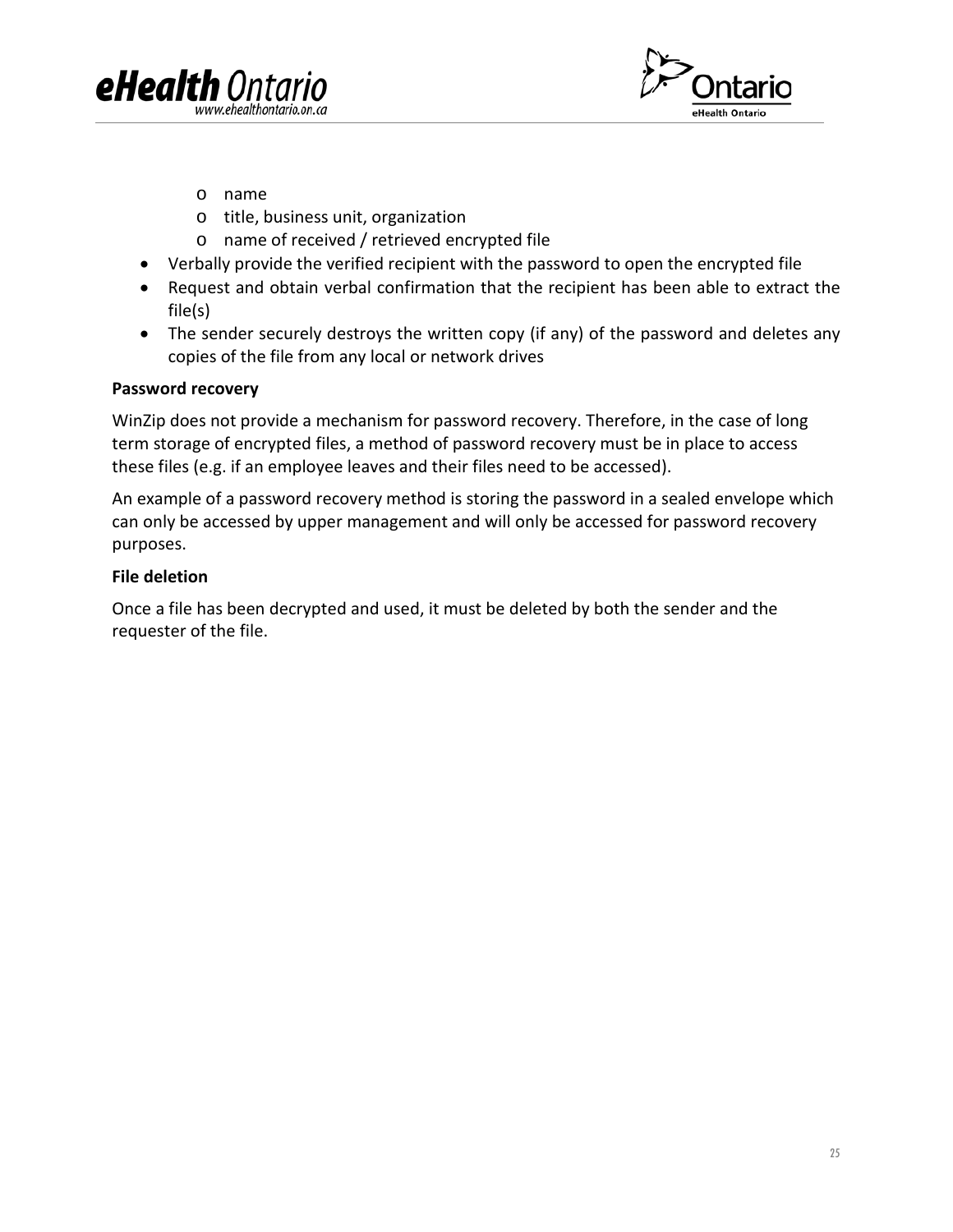- name
  - title, business unit, organization
  - name of received / retrieved encrypted file
- Verbally provide the verified recipient with the password to open the encrypted file
- Request and obtain verbal confirmation that the recipient has been able to extract the file(s)
- The sender securely destroys the written copy (if any) of the password and deletes any copies of the file from any local or network drives

**Password recovery**

WinZip does not provide a mechanism for password recovery. Therefore, in the case of long term storage of encrypted files, a method of password recovery must be in place to access these files (e.g. if an employee leaves and their files need to be accessed).

An example of a password recovery method is storing the password in a sealed envelope which can only be accessed by upper management and will only be accessed for password recovery purposes.

**File deletion**

Once a file has been decrypted and used, it must be deleted by both the sender and the requester of the file.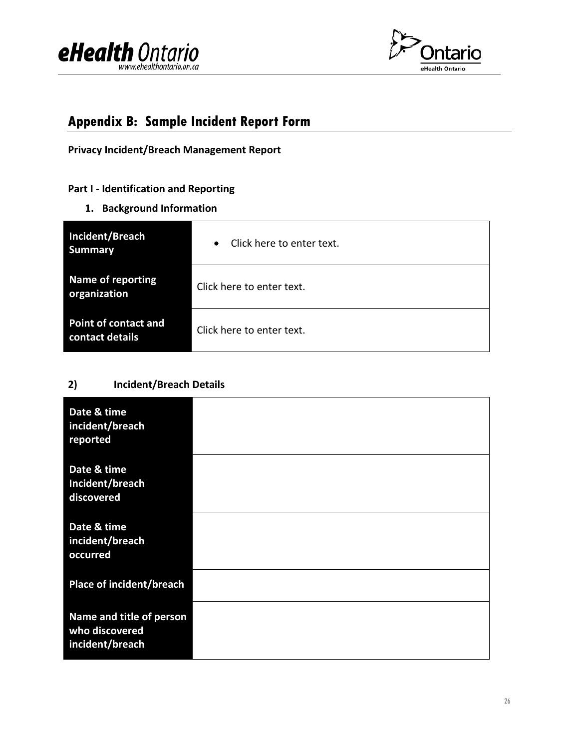## Appendix B: Sample Incident Report Form

**Privacy Incident/Breach Management Report**

**Part I - Identification and Reporting**

**1. Background Information**

| | |
|---|---|
| **Incident/Breach Summary** | • Click here to enter text. |
| **Name of reporting organization** | Click here to enter text. |
| **Point of contact and contact details** | Click here to enter text. |

**2) Incident/Breach Details**

| | |
|---|---|
| **Date & time incident/breach reported** | |
| **Date & time Incident/breach discovered** | |
| **Date & time incident/breach occurred** | |
| **Place of incident/breach** | |
| **Name and title of person who discovered incident/breach** | |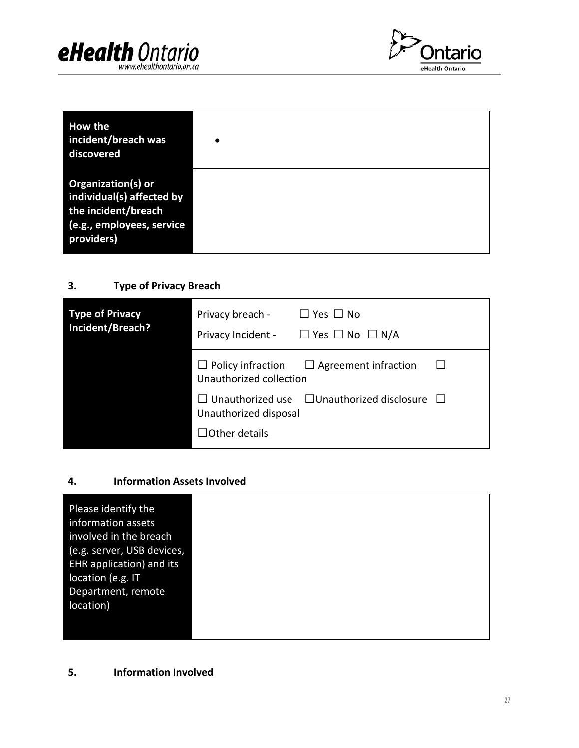| How the incident/breach was discovered | • |
|---|---|
| Organization(s) or individual(s) affected by the incident/breach (e.g., employees, service providers) | |

## 3. Type of Privacy Breach

| Type of Privacy Incident/Breach? | Privacy breach - ☐ Yes ☐ No<br>Privacy Incident - ☐ Yes ☐ No ☐ N/A |
|---|---|
| | ☐ Policy infraction ☐ Agreement infraction ☐ Unauthorized collection<br>☐ Unauthorized use ☐Unauthorized disclosure ☐ Unauthorized disposal<br>☐Other details |

## 4. Information Assets Involved

| Please identify the information assets involved in the breach (e.g. server, USB devices, EHR application) and its location (e.g. IT Department, remote location) | |
|---|---|

## 5. Information Involved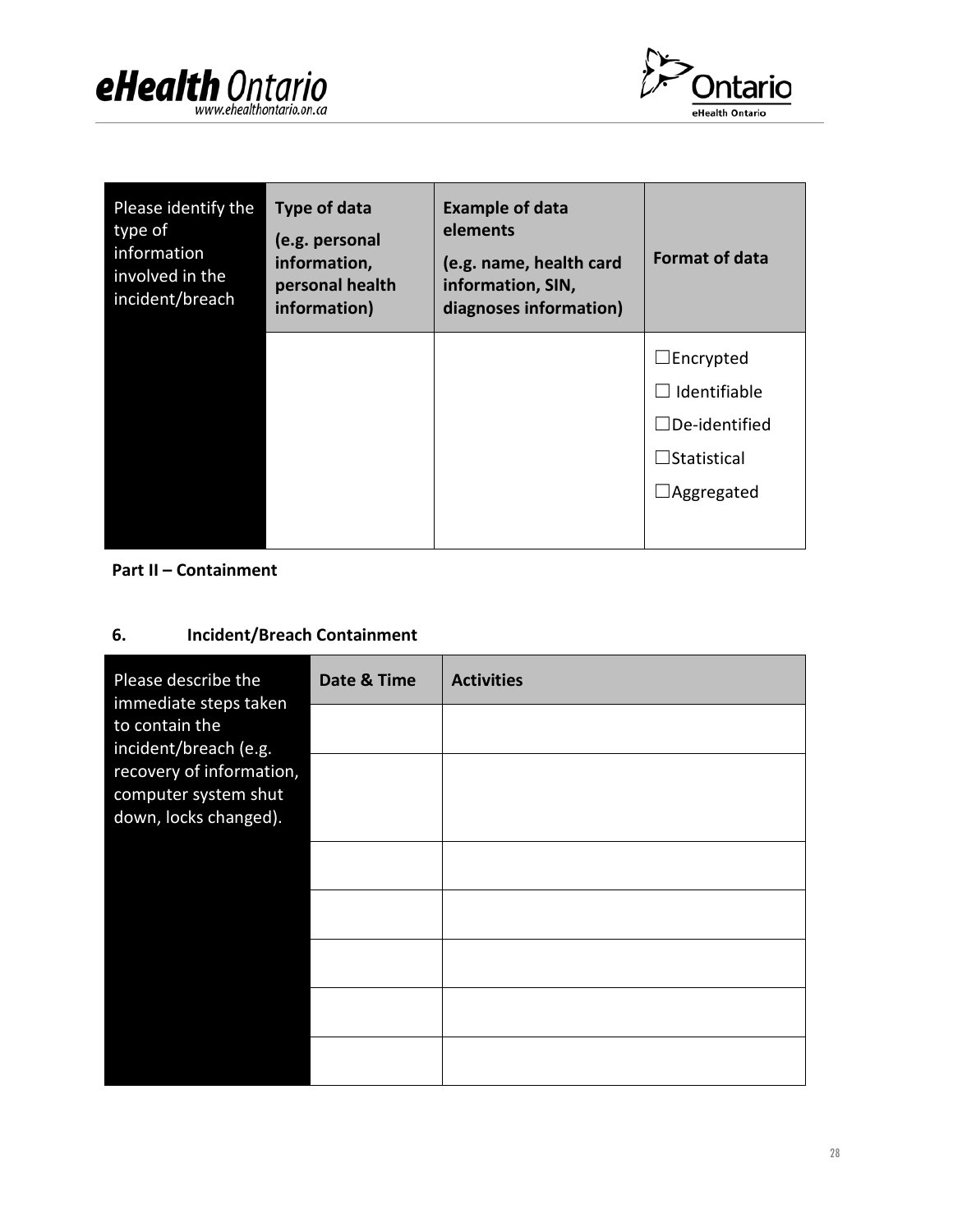| Please identify the type of information involved in the incident/breach | Type of data (e.g. personal information, personal health information) | Example of data elements (e.g. name, health card information, SIN, diagnoses information) | Format of data |
|---|---|---|---|
| | | | ☐Encrypted<br>☐ Identifiable<br>☐De-identified<br>☐Statistical<br>☐Aggregated |

**Part II – Containment**

## 6. Incident/Breach Containment

| Please describe the immediate steps taken to contain the incident/breach (e.g. recovery of information, computer system shut down, locks changed). | Date & Time | Activities |
|---|---|---|
| | | |
| | | |
| | | |
| | | |
| | | |
| | | |
| | | |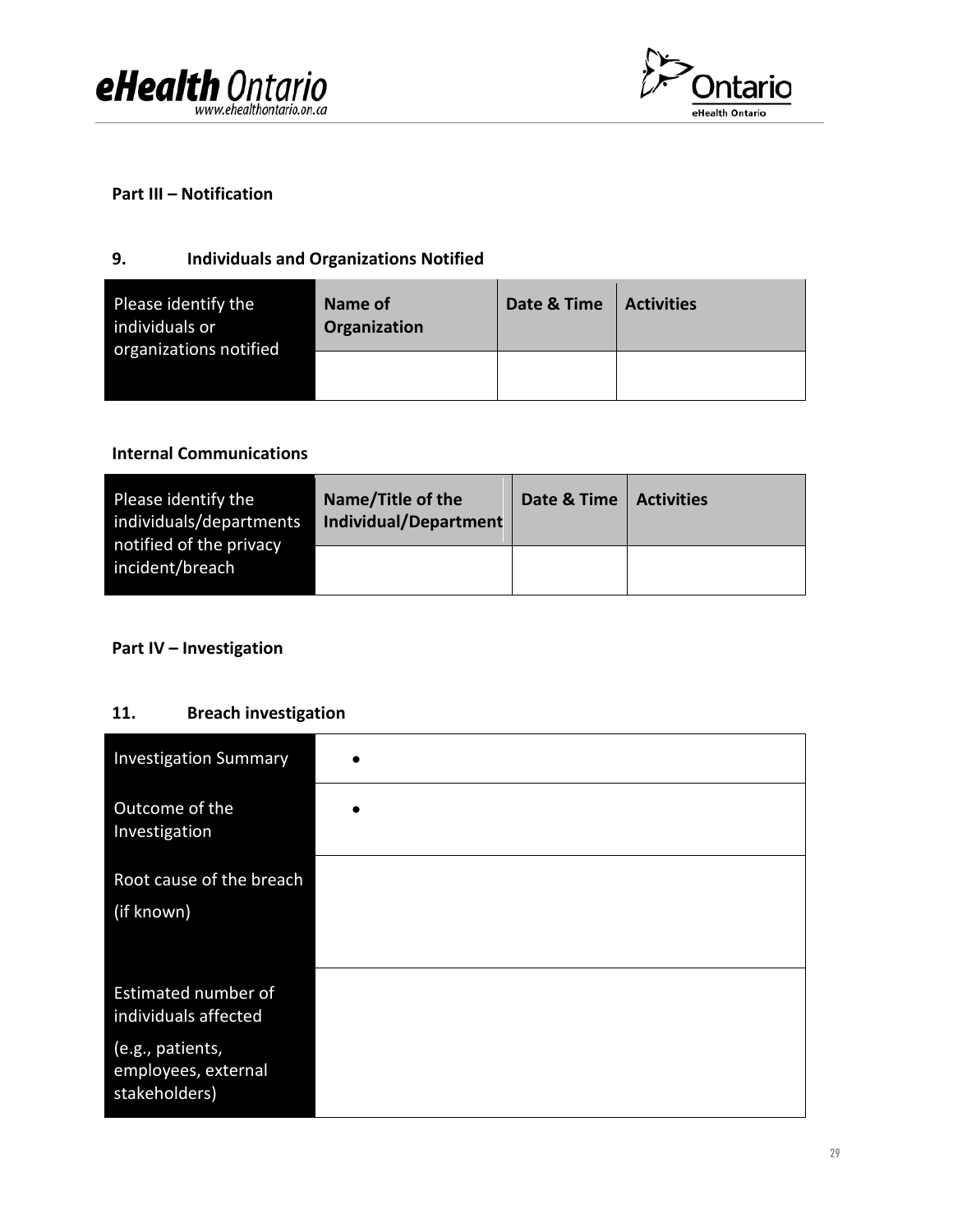**Part III – Notification**

**9. Individuals and Organizations Notified**

| Please identify the individuals or organizations notified | **Name of Organization** | **Date & Time** | **Activities** |
|---|---|---|---|
| | | | |

**Internal Communications**

| Please identify the individuals/departments notified of the privacy incident/breach | **Name/Title of the Individual/Department** | **Date & Time** | **Activities** |
|---|---|---|---|
| | | | |

**Part IV – Investigation**

**11. Breach investigation**

| | |
|---|---|
| Investigation Summary | • |
| Outcome of the Investigation | • |
| Root cause of the breach (if known) | |
| Estimated number of individuals affected (e.g., patients, employees, external stakeholders) | |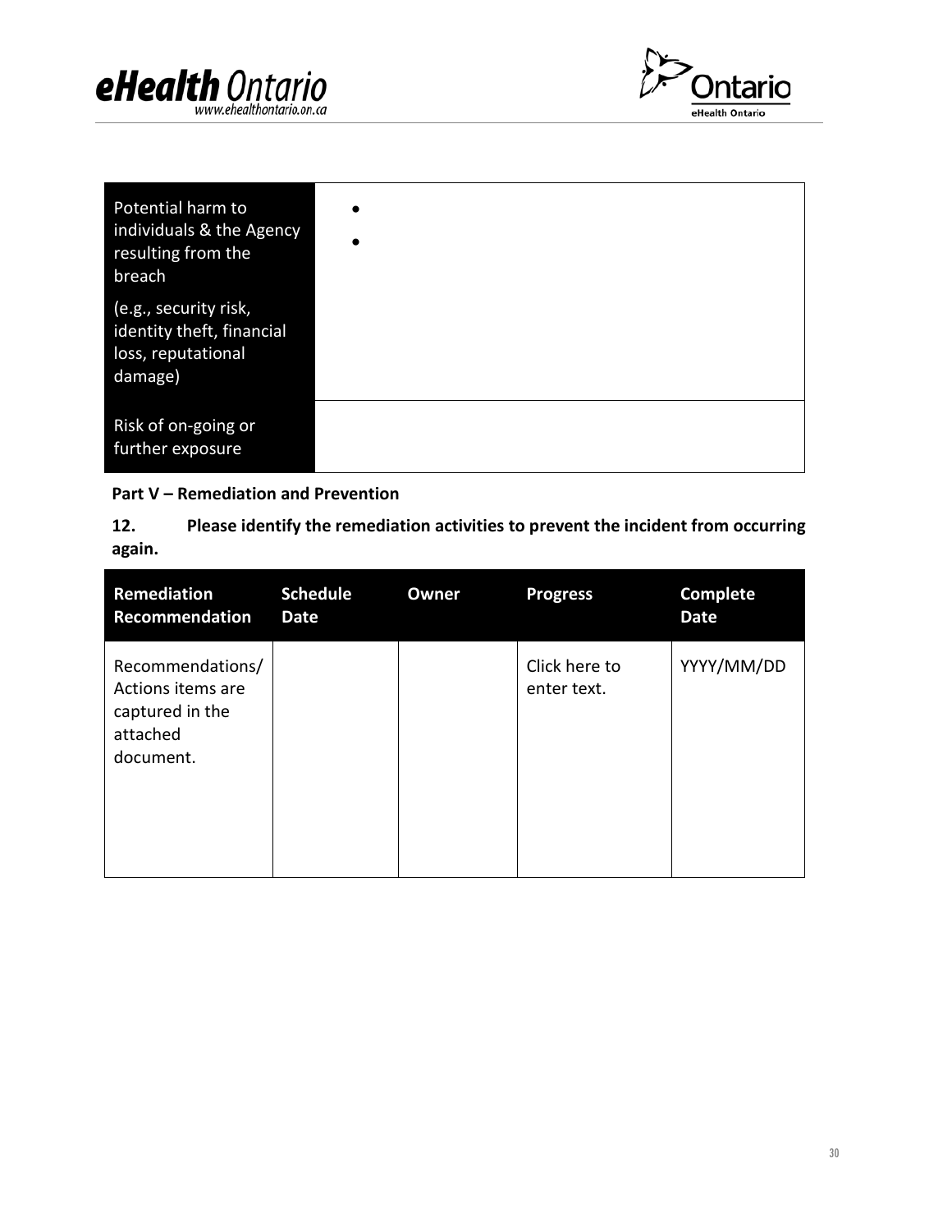| Potential harm to individuals & the Agency resulting from the breach<br><br>(e.g., security risk, identity theft, financial loss, reputational damage) | •<br>• |
|---|---|
| Risk of on-going or further exposure | |

**Part V – Remediation and Prevention**

**12. Please identify the remediation activities to prevent the incident from occurring again.**

| Remediation Recommendation | Schedule Date | Owner | Progress | Complete Date |
|---|---|---|---|---|
| Recommendations/ Actions items are captured in the attached document. | | | Click here to enter text. | YYYY/MM/DD |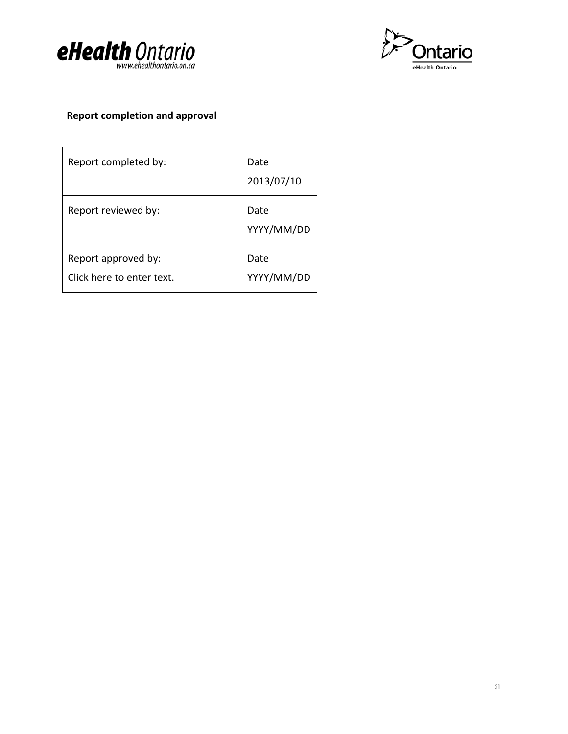**Report completion and approval**

| Report completed by: | Date<br>2013/07/10 |
|---|---|
| Report reviewed by: | Date<br>YYYY/MM/DD |
| Report approved by:<br>Click here to enter text. | Date<br>YYYY/MM/DD |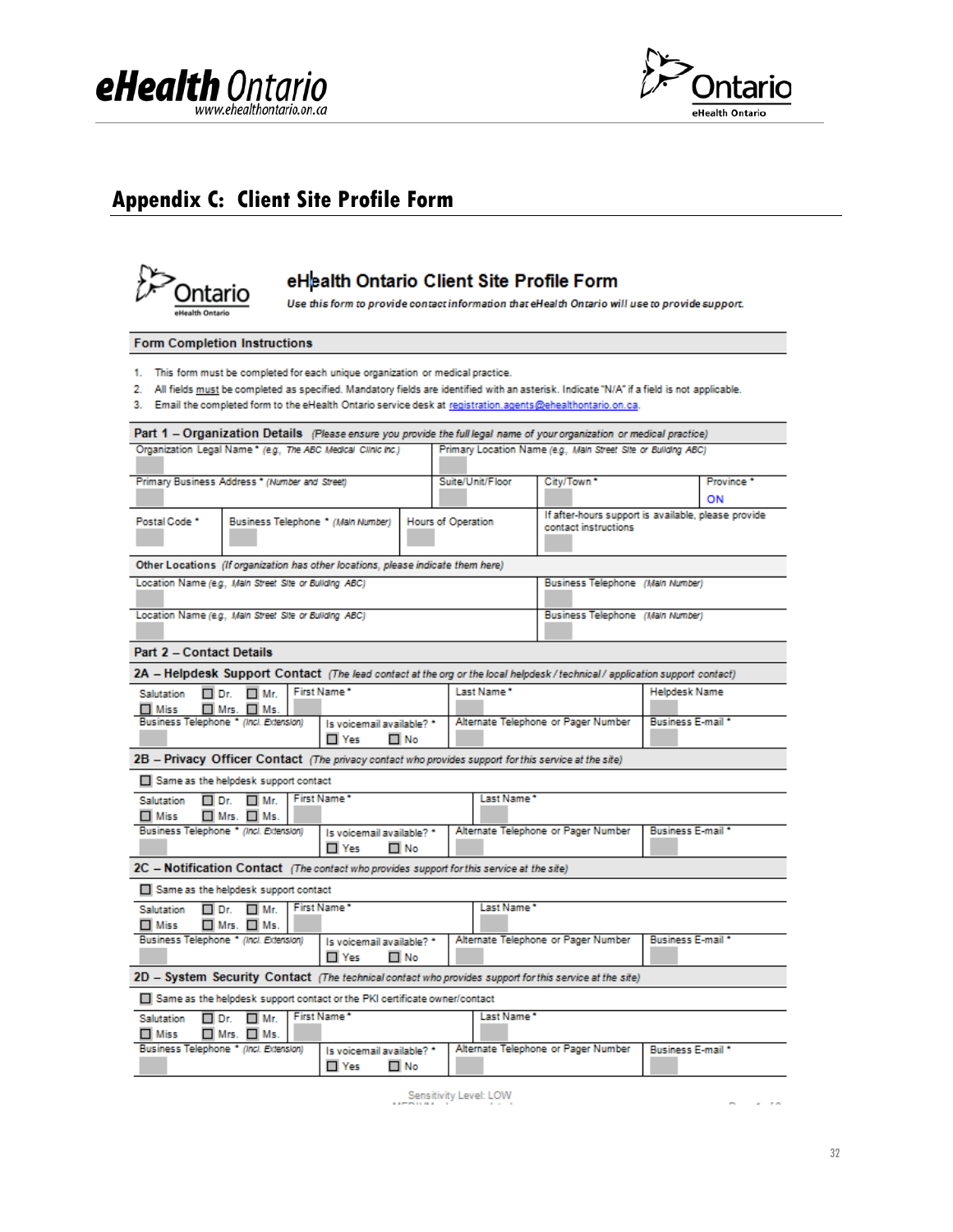## Appendix C: Client Site Profile Form

### eHealth Ontario Client Site Profile Form

*Use this form to provide contact information that eHealth Ontario will use to provide support.*

**Form Completion Instructions**

1. This form must be completed for each unique organization or medical practice.
2. All fields must be completed as specified. Mandatory fields are identified with an asterisk. Indicate "N/A" if a field is not applicable.
3. Email the completed form to the eHealth Ontario service desk at registration.agents@ehealthontario.on.ca.

**Part 1 – Organization Details** *(Please ensure you provide the full legal name of your organization or medical practice)*

| Organization Legal Name * *(e.g., The ABC Medical Clinic Inc.)* | | Primary Location Name *(e.g., Main Street Site or Building ABC)* | | |
|---|---|---|---|---|
| Primary Business Address * *(Number and Street)* | | Suite/Unit/Floor | City/Town * | Province * ON |
| Postal Code * | Business Telephone * *(Main Number)* | Hours of Operation | If after-hours support is available, please provide contact instructions | |

**Other Locations** *(If organization has other locations, please indicate them here)*

| Location Name *(e.g., Main Street Site or Building ABC)* | Business Telephone *(Main Number)* |
|---|---|
| Location Name *(e.g., Main Street Site or Building ABC)* | Business Telephone *(Main Number)* |

**Part 2 – Contact Details**

**2A – Helpdesk Support Contact** *(The lead contact at the org or the local helpdesk / technical / application support contact)*

| Salutation ☐ Dr. ☐ Mr. ☐ Miss ☐ Mrs. ☐ Ms. | First Name * | Last Name * | Helpdesk Name |
|---|---|---|---|
| Business Telephone * *(Incl. Extension)* | Is voicemail available? * ☐ Yes ☐ No | Alternate Telephone or Pager Number | Business E-mail * |

**2B – Privacy Officer Contact** *(The privacy contact who provides support for this service at the site)*

☐ Same as the helpdesk support contact

| Salutation ☐ Dr. ☐ Mr. ☐ Miss ☐ Mrs. ☐ Ms. | First Name * | Last Name * | |
|---|---|---|---|
| Business Telephone * *(Incl. Extension)* | Is voicemail available? * ☐ Yes ☐ No | Alternate Telephone or Pager Number | Business E-mail * |

**2C – Notification Contact** *(The contact who provides support for this service at the site)*

☐ Same as the helpdesk support contact

| Salutation ☐ Dr. ☐ Mr. ☐ Miss ☐ Mrs. ☐ Ms. | First Name * | Last Name * | |
|---|---|---|---|
| Business Telephone * *(Incl. Extension)* | Is voicemail available? * ☐ Yes ☐ No | Alternate Telephone or Pager Number | Business E-mail * |

**2D – System Security Contact** *(The technical contact who provides support for this service at the site)*

☐ Same as the helpdesk support contact or the PKI certificate owner/contact

| Salutation ☐ Dr. ☐ Mr. ☐ Miss ☐ Mrs. ☐ Ms. | First Name * | Last Name * | |
|---|---|---|---|
| Business Telephone * *(Incl. Extension)* | Is voicemail available? * ☐ Yes ☐ No | Alternate Telephone or Pager Number | Business E-mail * |

Sensitivity Level: LOW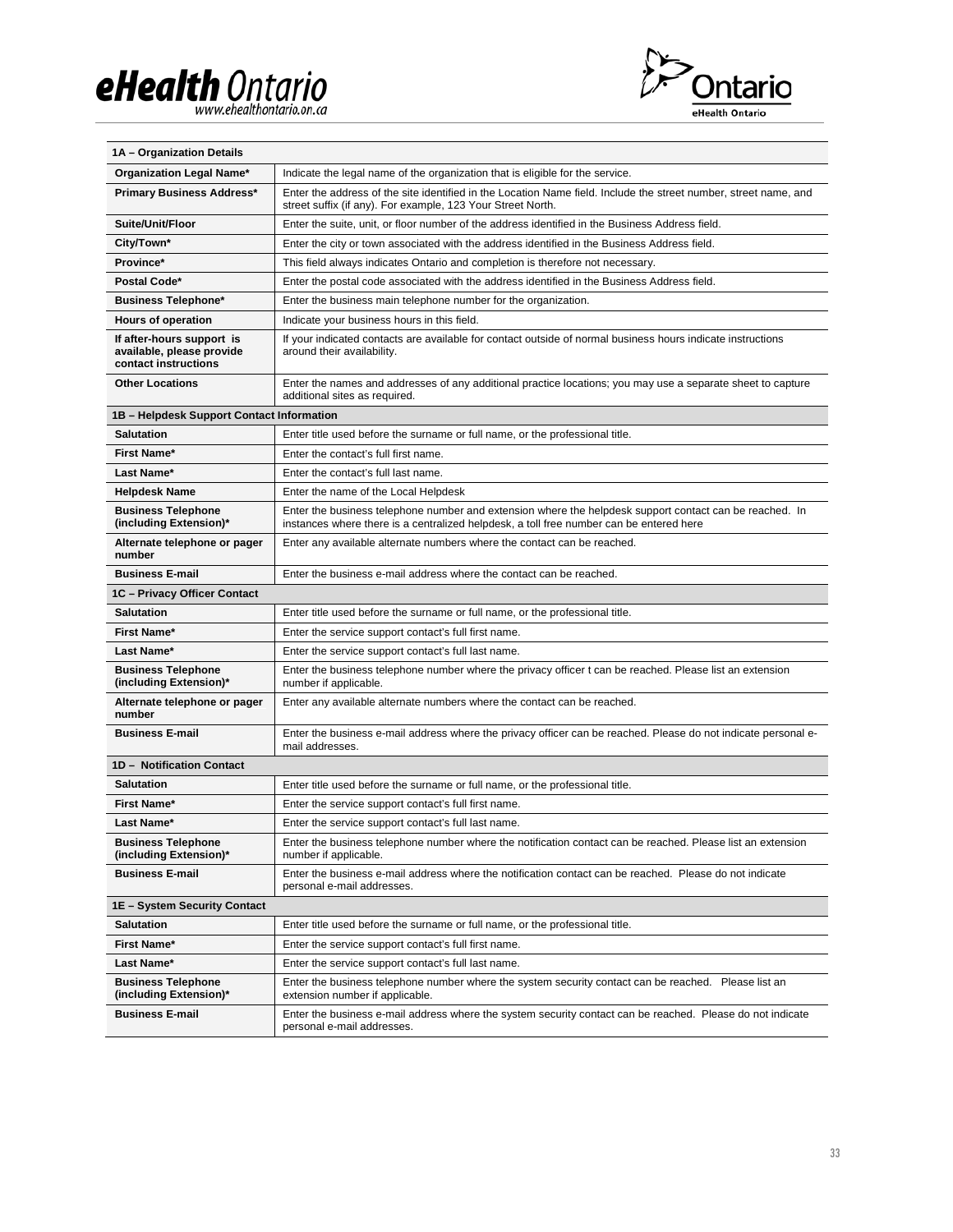| 1A – Organization Details | |
|---|---|
| **Organization Legal Name*** | Indicate the legal name of the organization that is eligible for the service. |
| **Primary Business Address*** | Enter the address of the site identified in the Location Name field. Include the street number, street name, and street suffix (if any). For example, 123 Your Street North. |
| **Suite/Unit/Floor** | Enter the suite, unit, or floor number of the address identified in the Business Address field. |
| **City/Town*** | Enter the city or town associated with the address identified in the Business Address field. |
| **Province*** | This field always indicates Ontario and completion is therefore not necessary. |
| **Postal Code*** | Enter the postal code associated with the address identified in the Business Address field. |
| **Business Telephone*** | Enter the business main telephone number for the organization. |
| **Hours of operation** | Indicate your business hours in this field. |
| **If after-hours support is available, please provide contact instructions** | If your indicated contacts are available for contact outside of normal business hours indicate instructions around their availability. |
| **Other Locations** | Enter the names and addresses of any additional practice locations; you may use a separate sheet to capture additional sites as required. |
| **1B – Helpdesk Support Contact Information** | |
| **Salutation** | Enter title used before the surname or full name, or the professional title. |
| **First Name*** | Enter the contact's full first name. |
| **Last Name*** | Enter the contact's full last name. |
| **Helpdesk Name** | Enter the name of the Local Helpdesk |
| **Business Telephone (including Extension)*** | Enter the business telephone number and extension where the helpdesk support contact can be reached. In instances where there is a centralized helpdesk, a toll free number can be entered here |
| **Alternate telephone or pager number** | Enter any available alternate numbers where the contact can be reached. |
| **Business E-mail** | Enter the business e-mail address where the contact can be reached. |
| **1C – Privacy Officer Contact** | |
| **Salutation** | Enter title used before the surname or full name, or the professional title. |
| **First Name*** | Enter the service support contact's full first name. |
| **Last Name*** | Enter the service support contact's full last name. |
| **Business Telephone (including Extension)*** | Enter the business telephone number where the privacy officer t can be reached. Please list an extension number if applicable. |
| **Alternate telephone or pager number** | Enter any available alternate numbers where the contact can be reached. |
| **Business E-mail** | Enter the business e-mail address where the privacy officer can be reached. Please do not indicate personal e-mail addresses. |
| **1D – Notification Contact** | |
| **Salutation** | Enter title used before the surname or full name, or the professional title. |
| **First Name*** | Enter the service support contact's full first name. |
| **Last Name*** | Enter the service support contact's full last name. |
| **Business Telephone (including Extension)*** | Enter the business telephone number where the notification contact can be reached. Please list an extension number if applicable. |
| **Business E-mail** | Enter the business e-mail address where the notification contact can be reached. Please do not indicate personal e-mail addresses. |
| **1E – System Security Contact** | |
| **Salutation** | Enter title used before the surname or full name, or the professional title. |
| **First Name*** | Enter the service support contact's full first name. |
| **Last Name*** | Enter the service support contact's full last name. |
| **Business Telephone (including Extension)*** | Enter the business telephone number where the system security contact can be reached. Please list an extension number if applicable. |
| **Business E-mail** | Enter the business e-mail address where the system security contact can be reached. Please do not indicate personal e-mail addresses. |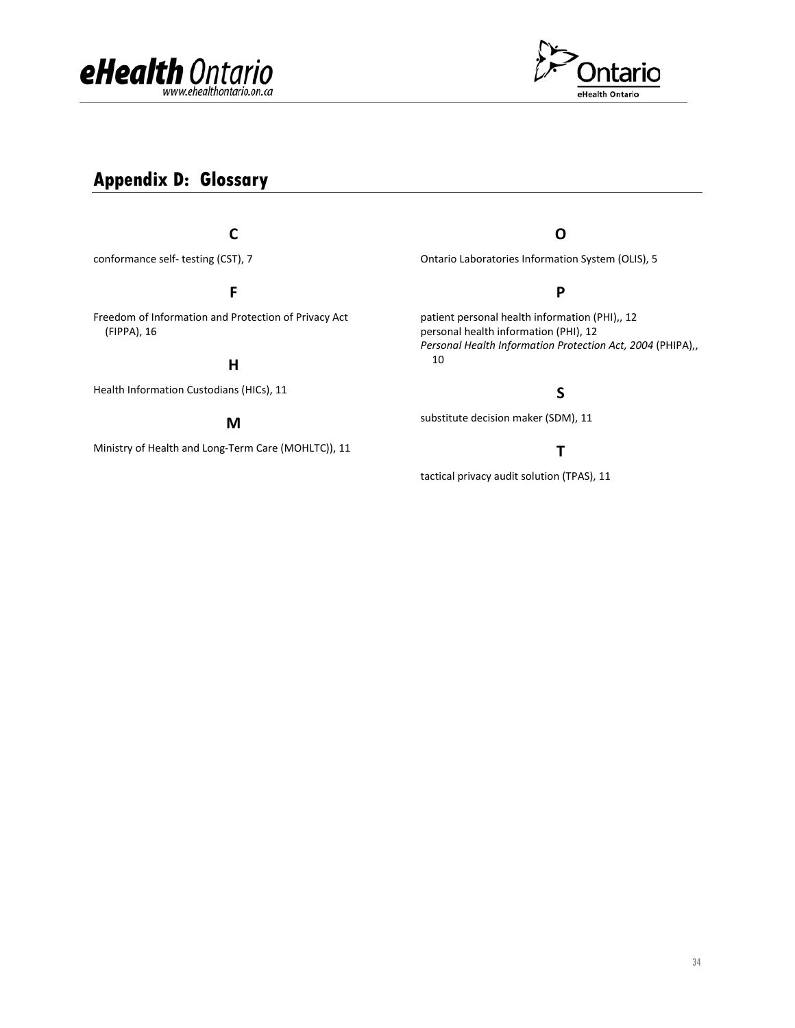## Appendix D: Glossary

### C

conformance self- testing (CST), 7

### F

Freedom of Information and Protection of Privacy Act (FIPPA), 16

### H

Health Information Custodians (HICs), 11

### M

Ministry of Health and Long-Term Care (MOHLTC)), 11

### O

Ontario Laboratories Information System (OLIS), 5

### P

patient personal health information (PHI),, 12
personal health information (PHI), 12
*Personal Health Information Protection Act, 2004* (PHIPA),, 10

### S

substitute decision maker (SDM), 11

### T

tactical privacy audit solution (TPAS), 11